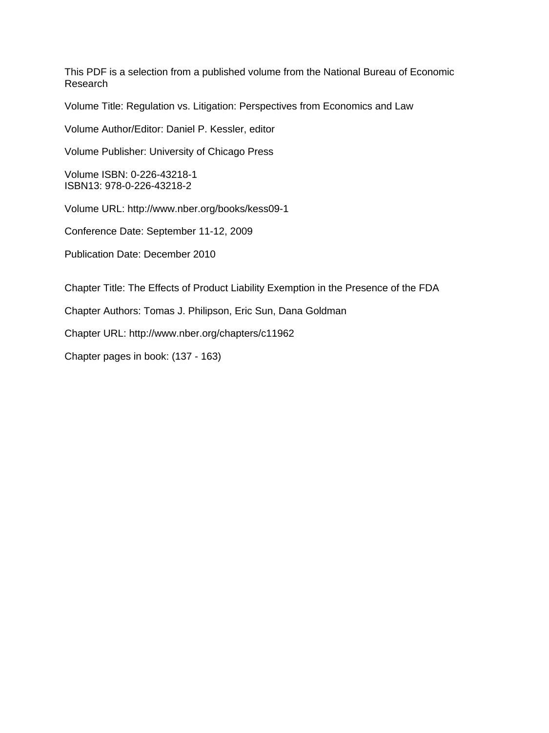This PDF is a selection from a published volume from the National Bureau of Economic Research

Volume Title: Regulation vs. Litigation: Perspectives from Economics and Law

Volume Author/Editor: Daniel P. Kessler, editor

Volume Publisher: University of Chicago Press

Volume ISBN: 0-226-43218-1
ISBN13: 978-0-226-43218-2

Volume URL: http://www.nber.org/books/kess09-1

Conference Date: September 11-12, 2009

Publication Date: December 2010

Chapter Title: The Effects of Product Liability Exemption in the Presence of the FDA

Chapter Authors: Tomas J. Philipson, Eric Sun, Dana Goldman

Chapter URL: http://www.nber.org/chapters/c11962

Chapter pages in book: (137 - 163)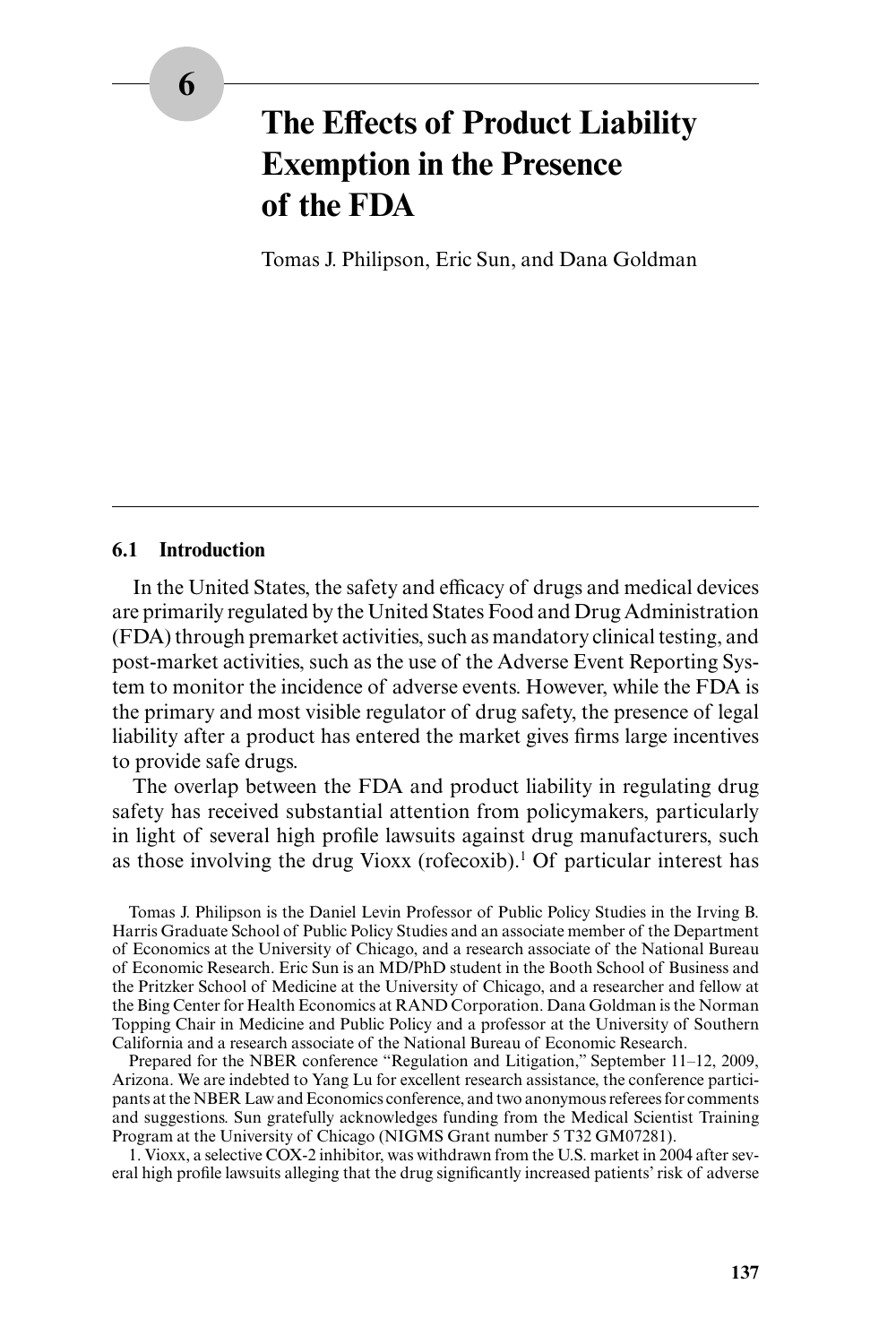# 6 The Effects of Product Liability Exemption in the Presence of the FDA

Tomas J. Philipson, Eric Sun, and Dana Goldman

## 6.1 Introduction

In the United States, the safety and efficacy of drugs and medical devices are primarily regulated by the United States Food and Drug Administration (FDA) through premarket activities, such as mandatory clinical testing, and post-market activities, such as the use of the Adverse Event Reporting System to monitor the incidence of adverse events. However, while the FDA is the primary and most visible regulator of drug safety, the presence of legal liability after a product has entered the market gives firms large incentives to provide safe drugs.

The overlap between the FDA and product liability in regulating drug safety has received substantial attention from policymakers, particularly in light of several high profile lawsuits against drug manufacturers, such as those involving the drug Vioxx (rofecoxib).[1] Of particular interest has

Tomas J. Philipson is the Daniel Levin Professor of Public Policy Studies in the Irving B. Harris Graduate School of Public Policy Studies and an associate member of the Department of Economics at the University of Chicago, and a research associate of the National Bureau of Economic Research. Eric Sun is an MD/PhD student in the Booth School of Business and the Pritzker School of Medicine at the University of Chicago, and a researcher and fellow at the Bing Center for Health Economics at RAND Corporation. Dana Goldman is the Norman Topping Chair in Medicine and Public Policy and a professor at the University of Southern California and a research associate of the National Bureau of Economic Research.

Prepared for the NBER conference "Regulation and Litigation," September 11–12, 2009, Arizona. We are indebted to Yang Lu for excellent research assistance, the conference participants at the NBER Law and Economics conference, and two anonymous referees for comments and suggestions. Sun gratefully acknowledges funding from the Medical Scientist Training Program at the University of Chicago (NIGMS Grant number 5 T32 GM07281).

1. Vioxx, a selective COX-2 inhibitor, was withdrawn from the U.S. market in 2004 after several high profile lawsuits alleging that the drug significantly increased patients' risk of adverse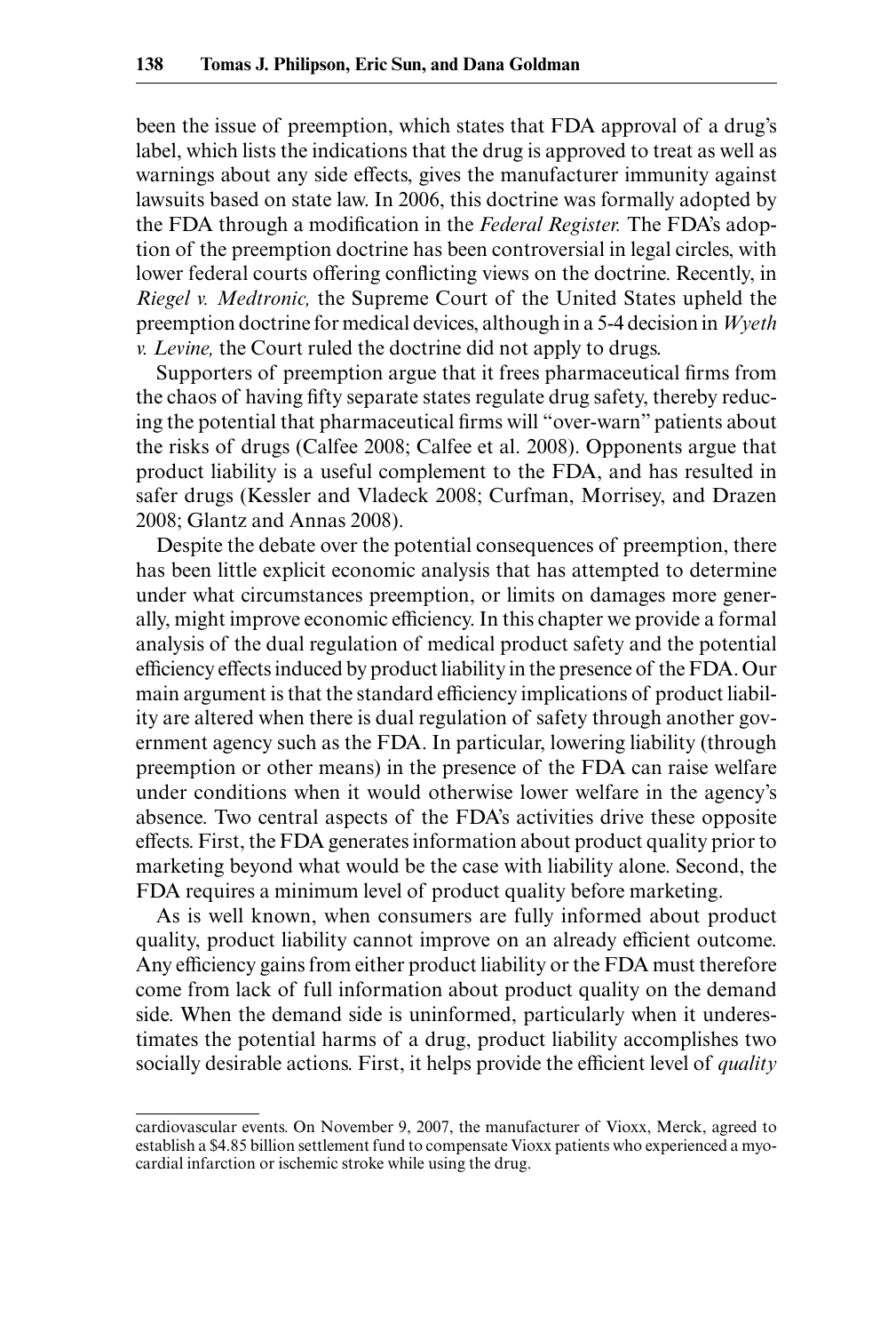been the issue of preemption, which states that FDA approval of a drug's label, which lists the indications that the drug is approved to treat as well as warnings about any side effects, gives the manufacturer immunity against lawsuits based on state law. In 2006, this doctrine was formally adopted by the FDA through a modification in the *Federal Register.* The FDA's adoption of the preemption doctrine has been controversial in legal circles, with lower federal courts offering conflicting views on the doctrine. Recently, in *Riegel v. Medtronic,* the Supreme Court of the United States upheld the preemption doctrine for medical devices, although in a 5-4 decision in *Wyeth v. Levine,* the Court ruled the doctrine did not apply to drugs.

Supporters of preemption argue that it frees pharmaceutical firms from the chaos of having fifty separate states regulate drug safety, thereby reducing the potential that pharmaceutical firms will "over-warn" patients about the risks of drugs (Calfee 2008; Calfee et al. 2008). Opponents argue that product liability is a useful complement to the FDA, and has resulted in safer drugs (Kessler and Vladeck 2008; Curfman, Morrisey, and Drazen 2008; Glantz and Annas 2008).

Despite the debate over the potential consequences of preemption, there has been little explicit economic analysis that has attempted to determine under what circumstances preemption, or limits on damages more generally, might improve economic efficiency. In this chapter we provide a formal analysis of the dual regulation of medical product safety and the potential efficiency effects induced by product liability in the presence of the FDA. Our main argument is that the standard efficiency implications of product liability are altered when there is dual regulation of safety through another government agency such as the FDA. In particular, lowering liability (through preemption or other means) in the presence of the FDA can raise welfare under conditions when it would otherwise lower welfare in the agency's absence. Two central aspects of the FDA's activities drive these opposite effects. First, the FDA generates information about product quality prior to marketing beyond what would be the case with liability alone. Second, the FDA requires a minimum level of product quality before marketing.

As is well known, when consumers are fully informed about product quality, product liability cannot improve on an already efficient outcome. Any efficiency gains from either product liability or the FDA must therefore come from lack of full information about product quality on the demand side. When the demand side is uninformed, particularly when it underestimates the potential harms of a drug, product liability accomplishes two socially desirable actions. First, it helps provide the efficient level of *quality*

cardiovascular events. On November 9, 2007, the manufacturer of Vioxx, Merck, agreed to establish a $4.85 billion settlement fund to compensate Vioxx patients who experienced a myocardial infarction or ischemic stroke while using the drug.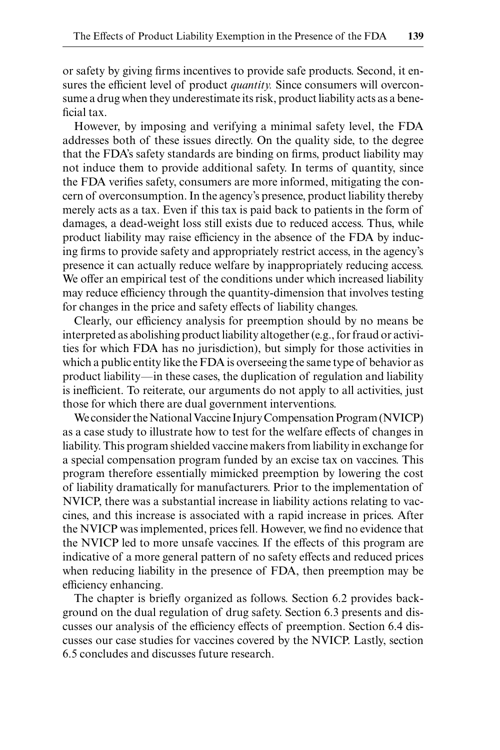or safety by giving firms incentives to provide safe products. Second, it ensures the efficient level of product *quantity.* Since consumers will overconsume a drug when they underestimate its risk, product liability acts as a beneficial tax.

However, by imposing and verifying a minimal safety level, the FDA addresses both of these issues directly. On the quality side, to the degree that the FDA's safety standards are binding on firms, product liability may not induce them to provide additional safety. In terms of quantity, since the FDA verifies safety, consumers are more informed, mitigating the concern of overconsumption. In the agency's presence, product liability thereby merely acts as a tax. Even if this tax is paid back to patients in the form of damages, a dead-weight loss still exists due to reduced access. Thus, while product liability may raise efficiency in the absence of the FDA by inducing firms to provide safety and appropriately restrict access, in the agency's presence it can actually reduce welfare by inappropriately reducing access. We offer an empirical test of the conditions under which increased liability may reduce efficiency through the quantity-dimension that involves testing for changes in the price and safety effects of liability changes.

Clearly, our efficiency analysis for preemption should by no means be interpreted as abolishing product liability altogether (e.g., for fraud or activities for which FDA has no jurisdiction), but simply for those activities in which a public entity like the FDA is overseeing the same type of behavior as product liability—in these cases, the duplication of regulation and liability is inefficient. To reiterate, our arguments do not apply to all activities, just those for which there are dual government interventions.

We consider the National Vaccine Injury Compensation Program (NVICP) as a case study to illustrate how to test for the welfare effects of changes in liability. This program shielded vaccine makers from liability in exchange for a special compensation program funded by an excise tax on vaccines. This program therefore essentially mimicked preemption by lowering the cost of liability dramatically for manufacturers. Prior to the implementation of NVICP, there was a substantial increase in liability actions relating to vaccines, and this increase is associated with a rapid increase in prices. After the NVICP was implemented, prices fell. However, we find no evidence that the NVICP led to more unsafe vaccines. If the effects of this program are indicative of a more general pattern of no safety effects and reduced prices when reducing liability in the presence of FDA, then preemption may be efficiency enhancing.

The chapter is briefly organized as follows. Section 6.2 provides background on the dual regulation of drug safety. Section 6.3 presents and discusses our analysis of the efficiency effects of preemption. Section 6.4 discusses our case studies for vaccines covered by the NVICP. Lastly, section 6.5 concludes and discusses future research.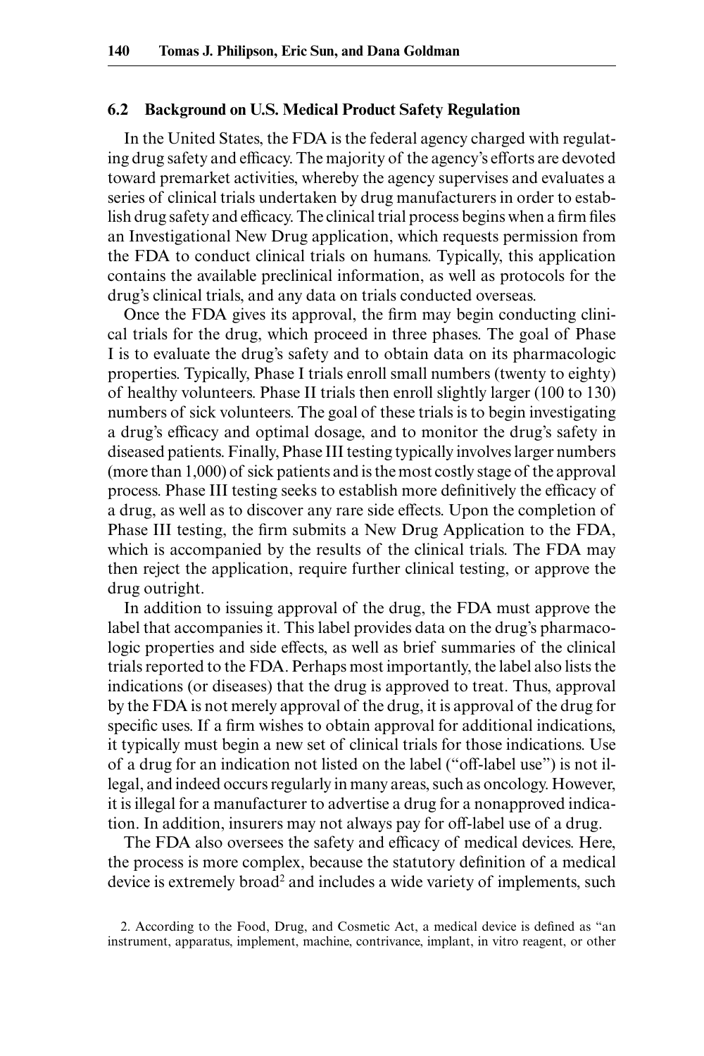## 6.2 Background on U.S. Medical Product Safety Regulation

In the United States, the FDA is the federal agency charged with regulating drug safety and efficacy. The majority of the agency's efforts are devoted toward premarket activities, whereby the agency supervises and evaluates a series of clinical trials undertaken by drug manufacturers in order to establish drug safety and efficacy. The clinical trial process begins when a firm files an Investigational New Drug application, which requests permission from the FDA to conduct clinical trials on humans. Typically, this application contains the available preclinical information, as well as protocols for the drug's clinical trials, and any data on trials conducted overseas.

Once the FDA gives its approval, the firm may begin conducting clinical trials for the drug, which proceed in three phases. The goal of Phase I is to evaluate the drug's safety and to obtain data on its pharmacologic properties. Typically, Phase I trials enroll small numbers (twenty to eighty) of healthy volunteers. Phase II trials then enroll slightly larger (100 to 130) numbers of sick volunteers. The goal of these trials is to begin investigating a drug's efficacy and optimal dosage, and to monitor the drug's safety in diseased patients. Finally, Phase III testing typically involves larger numbers (more than 1,000) of sick patients and is the most costly stage of the approval process. Phase III testing seeks to establish more definitively the efficacy of a drug, as well as to discover any rare side effects. Upon the completion of Phase III testing, the firm submits a New Drug Application to the FDA, which is accompanied by the results of the clinical trials. The FDA may then reject the application, require further clinical testing, or approve the drug outright.

In addition to issuing approval of the drug, the FDA must approve the label that accompanies it. This label provides data on the drug's pharmacologic properties and side effects, as well as brief summaries of the clinical trials reported to the FDA. Perhaps most importantly, the label also lists the indications (or diseases) that the drug is approved to treat. Thus, approval by the FDA is not merely approval of the drug, it is approval of the drug for specific uses. If a firm wishes to obtain approval for additional indications, it typically must begin a new set of clinical trials for those indications. Use of a drug for an indication not listed on the label ("off-label use") is not illegal, and indeed occurs regularly in many areas, such as oncology. However, it is illegal for a manufacturer to advertise a drug for a nonapproved indication. In addition, insurers may not always pay for off-label use of a drug.

The FDA also oversees the safety and efficacy of medical devices. Here, the process is more complex, because the statutory definition of a medical device is extremely broad[2] and includes a wide variety of implements, such

2. According to the Food, Drug, and Cosmetic Act, a medical device is defined as "an instrument, apparatus, implement, machine, contrivance, implant, in vitro reagent, or other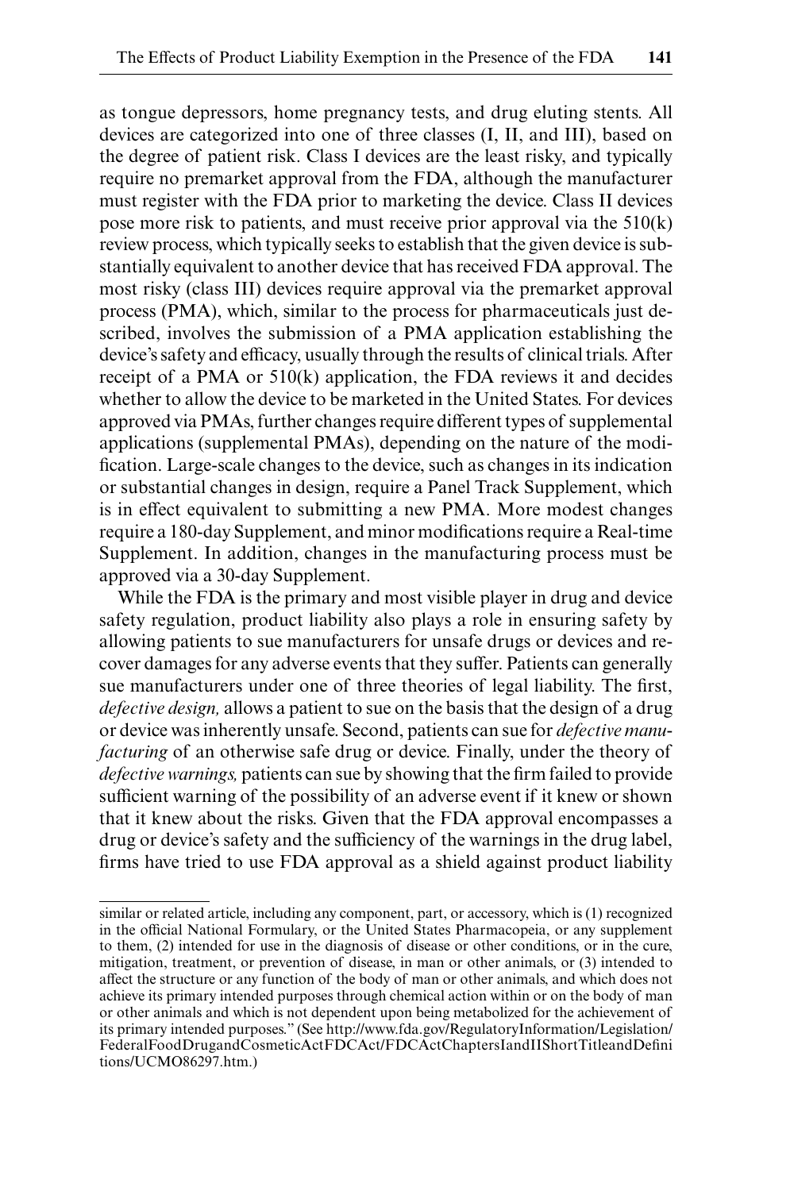as tongue depressors, home pregnancy tests, and drug eluting stents. All devices are categorized into one of three classes (I, II, and III), based on the degree of patient risk. Class I devices are the least risky, and typically require no premarket approval from the FDA, although the manufacturer must register with the FDA prior to marketing the device. Class II devices pose more risk to patients, and must receive prior approval via the 510(k) review process, which typically seeks to establish that the given device is substantially equivalent to another device that has received FDA approval. The most risky (class III) devices require approval via the premarket approval process (PMA), which, similar to the process for pharmaceuticals just described, involves the submission of a PMA application establishing the device's safety and efficacy, usually through the results of clinical trials. After receipt of a PMA or 510(k) application, the FDA reviews it and decides whether to allow the device to be marketed in the United States. For devices approved via PMAs, further changes require different types of supplemental applications (supplemental PMAs), depending on the nature of the modification. Large-scale changes to the device, such as changes in its indication or substantial changes in design, require a Panel Track Supplement, which is in effect equivalent to submitting a new PMA. More modest changes require a 180-day Supplement, and minor modifications require a Real-time Supplement. In addition, changes in the manufacturing process must be approved via a 30-day Supplement.

While the FDA is the primary and most visible player in drug and device safety regulation, product liability also plays a role in ensuring safety by allowing patients to sue manufacturers for unsafe drugs or devices and recover damages for any adverse events that they suffer. Patients can generally sue manufacturers under one of three theories of legal liability. The first, *defective design,* allows a patient to sue on the basis that the design of a drug or device was inherently unsafe. Second, patients can sue for *defective manufacturing* of an otherwise safe drug or device. Finally, under the theory of *defective warnings,* patients can sue by showing that the firm failed to provide sufficient warning of the possibility of an adverse event if it knew or shown that it knew about the risks. Given that the FDA approval encompasses a drug or device's safety and the sufficiency of the warnings in the drug label, firms have tried to use FDA approval as a shield against product liability

similar or related article, including any component, part, or accessory, which is (1) recognized in the official National Formulary, or the United States Pharmacopeia, or any supplement to them, (2) intended for use in the diagnosis of disease or other conditions, or in the cure, mitigation, treatment, or prevention of disease, in man or other animals, or (3) intended to affect the structure or any function of the body of man or other animals, and which does not achieve its primary intended purposes through chemical action within or on the body of man or other animals and which is not dependent upon being metabolized for the achievement of its primary intended purposes." (See http://www.fda.gov/RegulatoryInformation/Legislation/FederalFoodDrugandCosmeticActFDCAct/FDCActChaptersIandIIShortTitleandDefinitions/UCMO86297.htm.)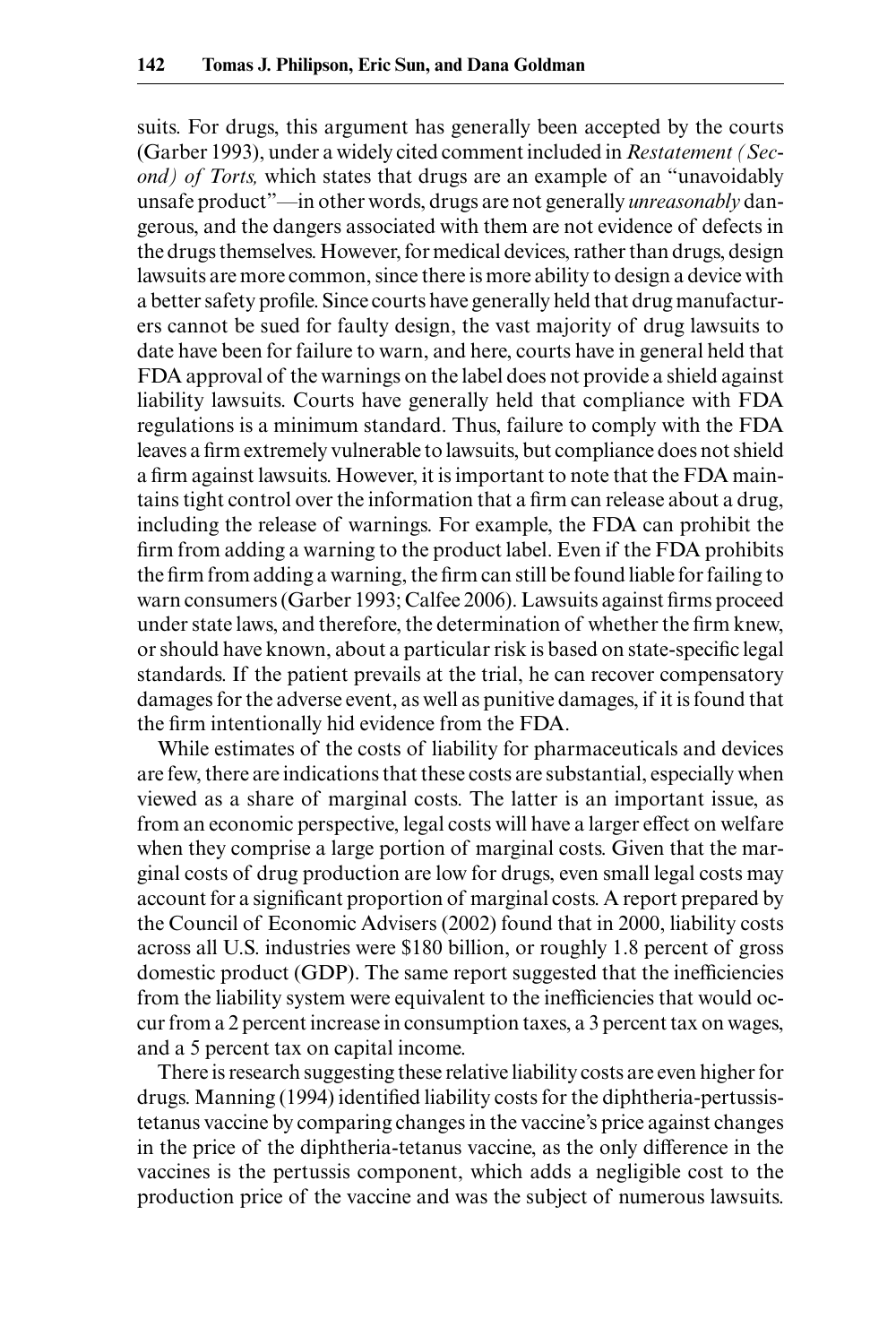suits. For drugs, this argument has generally been accepted by the courts (Garber 1993), under a widely cited comment included in *Restatement (Second) of Torts,* which states that drugs are an example of an "unavoidably unsafe product"—in other words, drugs are not generally *unreasonably* dangerous, and the dangers associated with them are not evidence of defects in the drugs themselves. However, for medical devices, rather than drugs, design lawsuits are more common, since there is more ability to design a device with a better safety profile. Since courts have generally held that drug manufacturers cannot be sued for faulty design, the vast majority of drug lawsuits to date have been for failure to warn, and here, courts have in general held that FDA approval of the warnings on the label does not provide a shield against liability lawsuits. Courts have generally held that compliance with FDA regulations is a minimum standard. Thus, failure to comply with the FDA leaves a firm extremely vulnerable to lawsuits, but compliance does not shield a firm against lawsuits. However, it is important to note that the FDA maintains tight control over the information that a firm can release about a drug, including the release of warnings. For example, the FDA can prohibit the firm from adding a warning to the product label. Even if the FDA prohibits the firm from adding a warning, the firm can still be found liable for failing to warn consumers (Garber 1993; Calfee 2006). Lawsuits against firms proceed under state laws, and therefore, the determination of whether the firm knew, or should have known, about a particular risk is based on state-specific legal standards. If the patient prevails at the trial, he can recover compensatory damages for the adverse event, as well as punitive damages, if it is found that the firm intentionally hid evidence from the FDA.

While estimates of the costs of liability for pharmaceuticals and devices are few, there are indications that these costs are substantial, especially when viewed as a share of marginal costs. The latter is an important issue, as from an economic perspective, legal costs will have a larger effect on welfare when they comprise a large portion of marginal costs. Given that the marginal costs of drug production are low for drugs, even small legal costs may account for a significant proportion of marginal costs. A report prepared by the Council of Economic Advisers (2002) found that in 2000, liability costs across all U.S. industries were \$180 billion, or roughly 1.8 percent of gross domestic product (GDP). The same report suggested that the inefficiencies from the liability system were equivalent to the inefficiencies that would occur from a 2 percent increase in consumption taxes, a 3 percent tax on wages, and a 5 percent tax on capital income.

There is research suggesting these relative liability costs are even higher for drugs. Manning (1994) identified liability costs for the diphtheria-pertussis-tetanus vaccine by comparing changes in the vaccine's price against changes in the price of the diphtheria-tetanus vaccine, as the only difference in the vaccines is the pertussis component, which adds a negligible cost to the production price of the vaccine and was the subject of numerous lawsuits.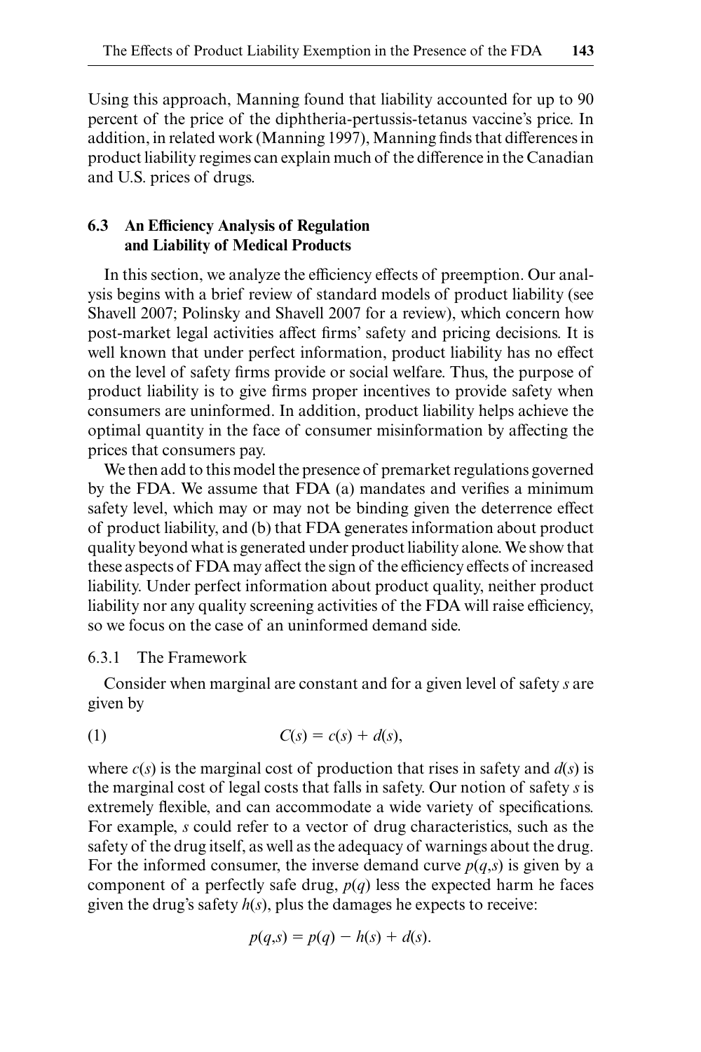Using this approach, Manning found that liability accounted for up to 90 percent of the price of the diphtheria-pertussis-tetanus vaccine's price. In addition, in related work (Manning 1997), Manning finds that differences in product liability regimes can explain much of the difference in the Canadian and U.S. prices of drugs.

## 6.3 An Efficiency Analysis of Regulation and Liability of Medical Products

In this section, we analyze the efficiency effects of preemption. Our analysis begins with a brief review of standard models of product liability (see Shavell 2007; Polinsky and Shavell 2007 for a review), which concern how post-market legal activities affect firms' safety and pricing decisions. It is well known that under perfect information, product liability has no effect on the level of safety firms provide or social welfare. Thus, the purpose of product liability is to give firms proper incentives to provide safety when consumers are uninformed. In addition, product liability helps achieve the optimal quantity in the face of consumer misinformation by affecting the prices that consumers pay.

We then add to this model the presence of premarket regulations governed by the FDA. We assume that FDA (a) mandates and verifies a minimum safety level, which may or may not be binding given the deterrence effect of product liability, and (b) that FDA generates information about product quality beyond what is generated under product liability alone. We show that these aspects of FDA may affect the sign of the efficiency effects of increased liability. Under perfect information about product quality, neither product liability nor any quality screening activities of the FDA will raise efficiency, so we focus on the case of an uninformed demand side.

### 6.3.1 The Framework

Consider when marginal are constant and for a given level of safety $s$ are given by

$$C(s) = c(s) + d(s), \tag{1}$$

where $c(s)$ is the marginal cost of production that rises in safety and $d(s)$ is the marginal cost of legal costs that falls in safety. Our notion of safety $s$ is extremely flexible, and can accommodate a wide variety of specifications. For example, $s$ could refer to a vector of drug characteristics, such as the safety of the drug itself, as well as the adequacy of warnings about the drug. For the informed consumer, the inverse demand curve $p(q,s)$ is given by a component of a perfectly safe drug, $p(q)$ less the expected harm he faces given the drug's safety $h(s)$, plus the damages he expects to receive:

$$p(q,s) = p(q) - h(s) + d(s).$$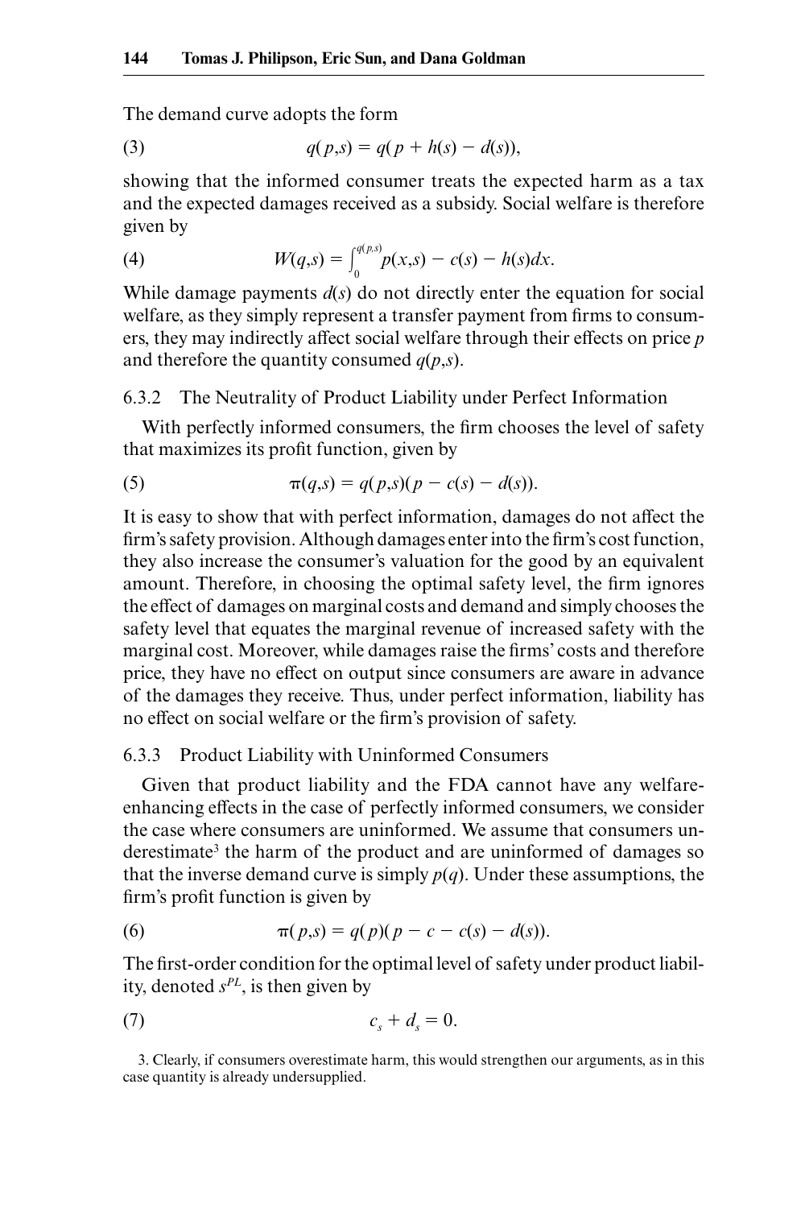The demand curve adopts the form

$$q(p,s) = q(p + h(s) - d(s)), \tag{3}$$

showing that the informed consumer treats the expected harm as a tax and the expected damages received as a subsidy. Social welfare is therefore given by

$$W(q,s) = \int_0^{q(p,s)} p(x,s) - c(s) - h(s)dx. \tag{4}$$

While damage payments $d(s)$ do not directly enter the equation for social welfare, as they simply represent a transfer payment from firms to consumers, they may indirectly affect social welfare through their effects on price $p$ and therefore the quantity consumed $q(p,s)$.

### 6.3.2 The Neutrality of Product Liability under Perfect Information

With perfectly informed consumers, the firm chooses the level of safety that maximizes its profit function, given by

$$\pi(q,s) = q(p,s)(p - c(s) - d(s)). \tag{5}$$

It is easy to show that with perfect information, damages do not affect the firm's safety provision. Although damages enter into the firm's cost function, they also increase the consumer's valuation for the good by an equivalent amount. Therefore, in choosing the optimal safety level, the firm ignores the effect of damages on marginal costs and demand and simply chooses the safety level that equates the marginal revenue of increased safety with the marginal cost. Moreover, while damages raise the firms' costs and therefore price, they have no effect on output since consumers are aware in advance of the damages they receive. Thus, under perfect information, liability has no effect on social welfare or the firm's provision of safety.

### 6.3.3 Product Liability with Uninformed Consumers

Given that product liability and the FDA cannot have any welfare-enhancing effects in the case of perfectly informed consumers, we consider the case where consumers are uninformed. We assume that consumers underestimate[3] the harm of the product and are uninformed of damages so that the inverse demand curve is simply $p(q)$. Under these assumptions, the firm's profit function is given by

$$\pi(p,s) = q(p)(p - c - c(s) - d(s)). \tag{6}$$

The first-order condition for the optimal level of safety under product liability, denoted $s^{PL}$, is then given by

$$c_s + d_s = 0. \tag{7}$$

3. Clearly, if consumers overestimate harm, this would strengthen our arguments, as in this case quantity is already undersupplied.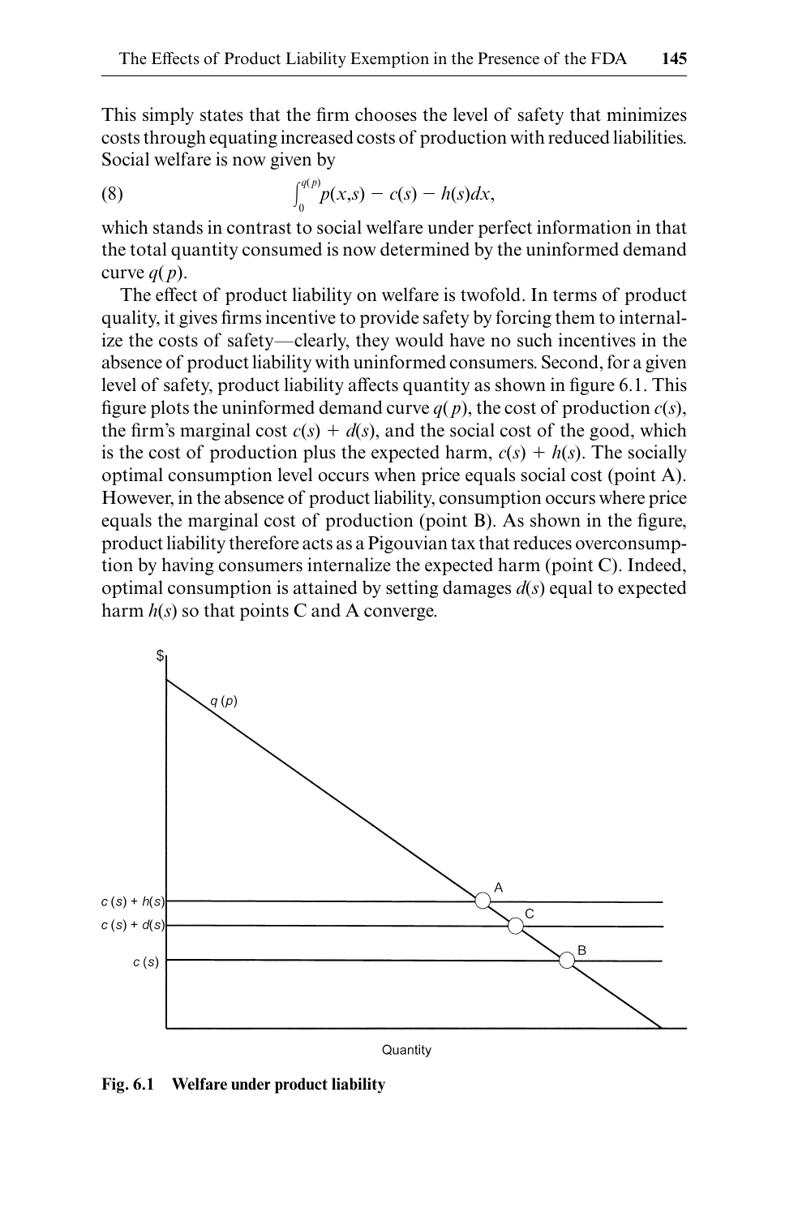This simply states that the firm chooses the level of safety that minimizes costs through equating increased costs of production with reduced liabilities. Social welfare is now given by

$$\int_0^{q(p)} p(x,s) - c(s) - h(s)dx, \tag{8}$$

which stands in contrast to social welfare under perfect information in that the total quantity consumed is now determined by the uninformed demand curve $q(p)$.

The effect of product liability on welfare is twofold. In terms of product quality, it gives firms incentive to provide safety by forcing them to internalize the costs of safety—clearly, they would have no such incentives in the absence of product liability with uninformed consumers. Second, for a given level of safety, product liability affects quantity as shown in figure 6.1. This figure plots the uninformed demand curve $q(p)$, the cost of production $c(s)$, the firm's marginal cost $c(s) + d(s)$, and the social cost of the good, which is the cost of production plus the expected harm, $c(s) + h(s)$. The socially optimal consumption level occurs when price equals social cost (point A). However, in the absence of product liability, consumption occurs where price equals the marginal cost of production (point B). As shown in the figure, product liability therefore acts as a Pigouvian tax that reduces overconsumption by having consumers internalize the expected harm (point C). Indeed, optimal consumption is attained by setting damages $d(s)$ equal to expected harm $h(s)$ so that points C and A converge.

**Fig. 6.1 Welfare under product liability**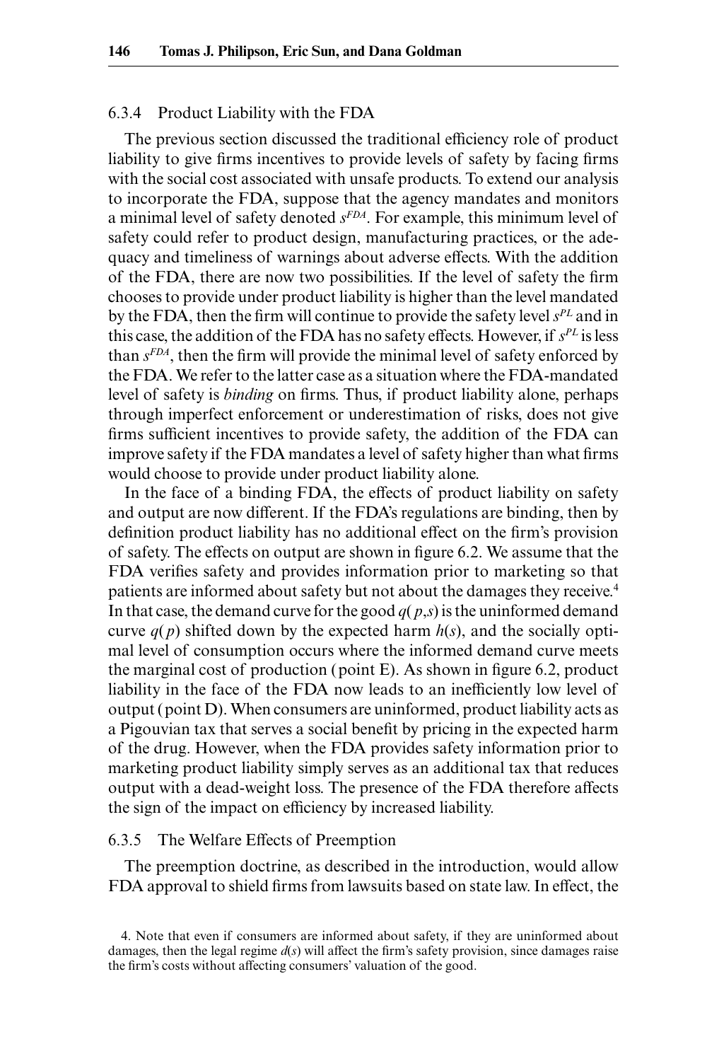### 6.3.4 Product Liability with the FDA

The previous section discussed the traditional efficiency role of product liability to give firms incentives to provide levels of safety by facing firms with the social cost associated with unsafe products. To extend our analysis to incorporate the FDA, suppose that the agency mandates and monitors a minimal level of safety denoted $s^{FDA}$. For example, this minimum level of safety could refer to product design, manufacturing practices, or the adequacy and timeliness of warnings about adverse effects. With the addition of the FDA, there are now two possibilities. If the level of safety the firm chooses to provide under product liability is higher than the level mandated by the FDA, then the firm will continue to provide the safety level $s^{PL}$ and in this case, the addition of the FDA has no safety effects. However, if $s^{PL}$ is less than $s^{FDA}$, then the firm will provide the minimal level of safety enforced by the FDA. We refer to the latter case as a situation where the FDA-mandated level of safety is *binding* on firms. Thus, if product liability alone, perhaps through imperfect enforcement or underestimation of risks, does not give firms sufficient incentives to provide safety, the addition of the FDA can improve safety if the FDA mandates a level of safety higher than what firms would choose to provide under product liability alone.

In the face of a binding FDA, the effects of product liability on safety and output are now different. If the FDA's regulations are binding, then by definition product liability has no additional effect on the firm's provision of safety. The effects on output are shown in figure 6.2. We assume that the FDA verifies safety and provides information prior to marketing so that patients are informed about safety but not about the damages they receive.[4] In that case, the demand curve for the good $q(p,s)$ is the uninformed demand curve $q(p)$ shifted down by the expected harm $h(s)$, and the socially optimal level of consumption occurs where the informed demand curve meets the marginal cost of production (point E). As shown in figure 6.2, product liability in the face of the FDA now leads to an inefficiently low level of output (point D). When consumers are uninformed, product liability acts as a Pigouvian tax that serves a social benefit by pricing in the expected harm of the drug. However, when the FDA provides safety information prior to marketing product liability simply serves as an additional tax that reduces output with a dead-weight loss. The presence of the FDA therefore affects the sign of the impact on efficiency by increased liability.

### 6.3.5 The Welfare Effects of Preemption

The preemption doctrine, as described in the introduction, would allow FDA approval to shield firms from lawsuits based on state law. In effect, the

4. Note that even if consumers are informed about safety, if they are uninformed about damages, then the legal regime $d(s)$ will affect the firm's safety provision, since damages raise the firm's costs without affecting consumers' valuation of the good.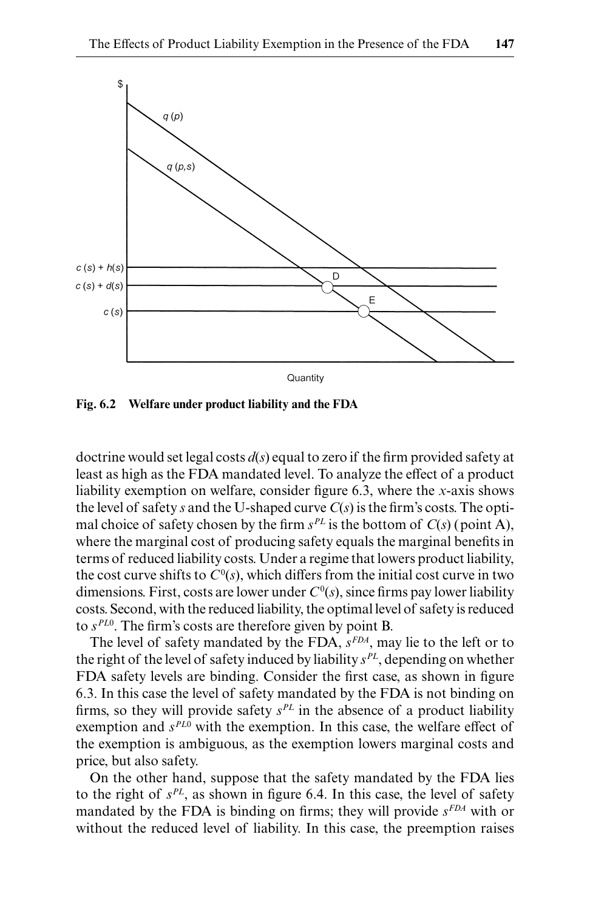Fig. 6.2 **Welfare under product liability and the FDA**

doctrine would set legal costs $d(s)$ equal to zero if the firm provided safety at least as high as the FDA mandated level. To analyze the effect of a product liability exemption on welfare, consider figure 6.3, where the $x$-axis shows the level of safety $s$ and the U-shaped curve $C(s)$ is the firm's costs. The optimal choice of safety chosen by the firm $s^{PL}$ is the bottom of $C(s)$ (point A), where the marginal cost of producing safety equals the marginal benefits in terms of reduced liability costs. Under a regime that lowers product liability, the cost curve shifts to $C^0(s)$, which differs from the initial cost curve in two dimensions. First, costs are lower under $C^0(s)$, since firms pay lower liability costs. Second, with the reduced liability, the optimal level of safety is reduced to $s^{PL0}$. The firm's costs are therefore given by point B.

The level of safety mandated by the FDA, $s^{FDA}$, may lie to the left or to the right of the level of safety induced by liability $s^{PL}$, depending on whether FDA safety levels are binding. Consider the first case, as shown in figure 6.3. In this case the level of safety mandated by the FDA is not binding on firms, so they will provide safety $s^{PL}$ in the absence of a product liability exemption and $s^{PL0}$ with the exemption. In this case, the welfare effect of the exemption is ambiguous, as the exemption lowers marginal costs and price, but also safety.

On the other hand, suppose that the safety mandated by the FDA lies to the right of $s^{PL}$, as shown in figure 6.4. In this case, the level of safety mandated by the FDA is binding on firms; they will provide $s^{FDA}$ with or without the reduced level of liability. In this case, the preemption raises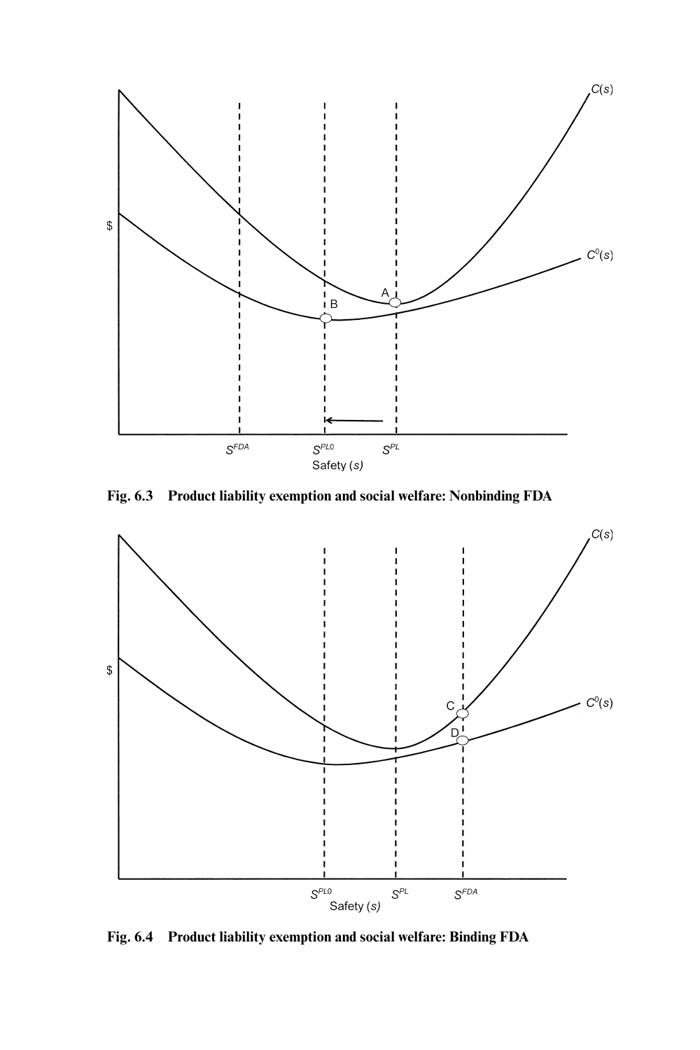**Fig. 6.3 Product liability exemption and social welfare: Nonbinding FDA**

**Fig. 6.4 Product liability exemption and social welfare: Binding FDA**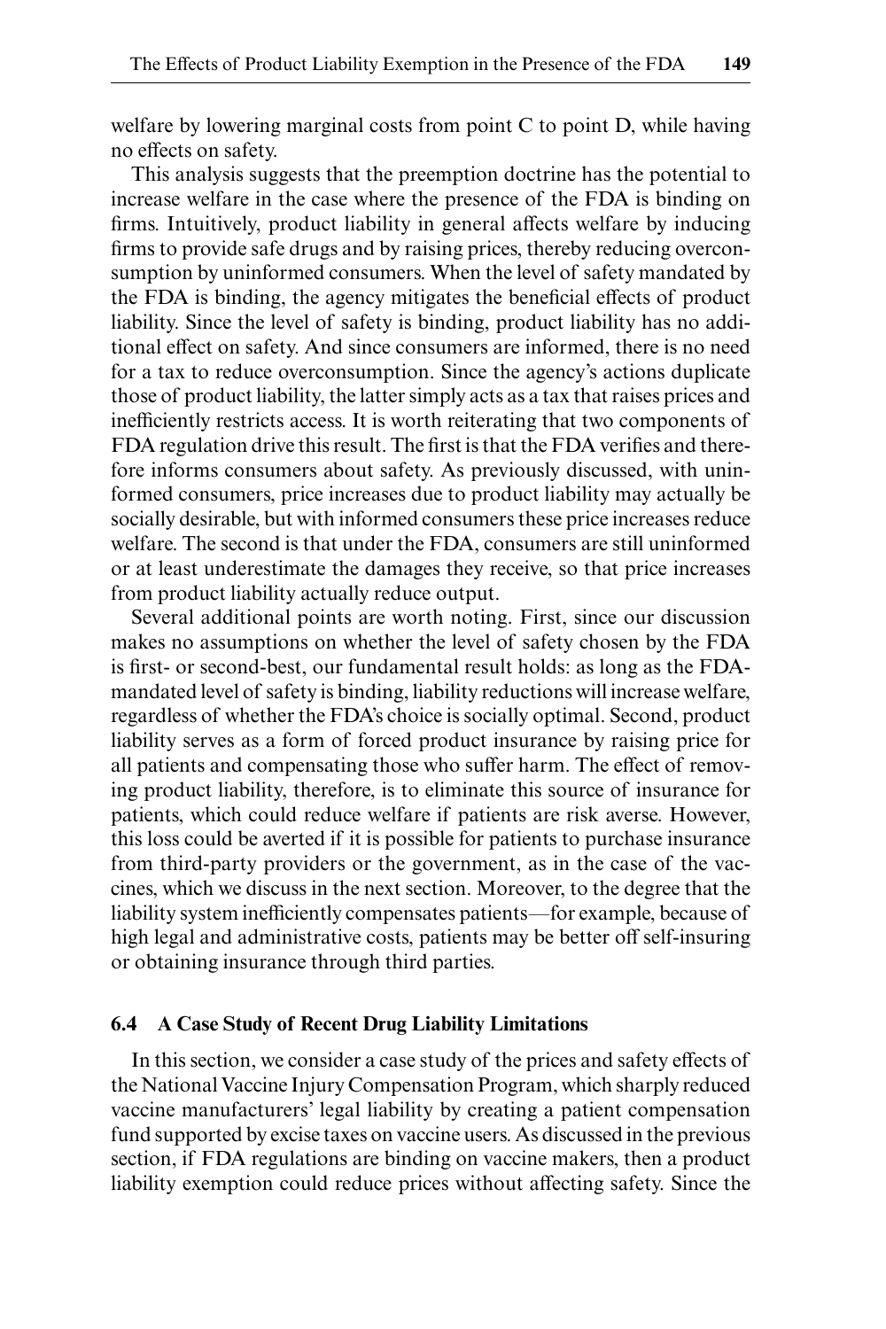welfare by lowering marginal costs from point C to point D, while having no effects on safety.

This analysis suggests that the preemption doctrine has the potential to increase welfare in the case where the presence of the FDA is binding on firms. Intuitively, product liability in general affects welfare by inducing firms to provide safe drugs and by raising prices, thereby reducing overconsumption by uninformed consumers. When the level of safety mandated by the FDA is binding, the agency mitigates the beneficial effects of product liability. Since the level of safety is binding, product liability has no additional effect on safety. And since consumers are informed, there is no need for a tax to reduce overconsumption. Since the agency's actions duplicate those of product liability, the latter simply acts as a tax that raises prices and inefficiently restricts access. It is worth reiterating that two components of FDA regulation drive this result. The first is that the FDA verifies and therefore informs consumers about safety. As previously discussed, with uninformed consumers, price increases due to product liability may actually be socially desirable, but with informed consumers these price increases reduce welfare. The second is that under the FDA, consumers are still uninformed or at least underestimate the damages they receive, so that price increases from product liability actually reduce output.

Several additional points are worth noting. First, since our discussion makes no assumptions on whether the level of safety chosen by the FDA is first- or second-best, our fundamental result holds: as long as the FDA-mandated level of safety is binding, liability reductions will increase welfare, regardless of whether the FDA's choice is socially optimal. Second, product liability serves as a form of forced product insurance by raising price for all patients and compensating those who suffer harm. The effect of removing product liability, therefore, is to eliminate this source of insurance for patients, which could reduce welfare if patients are risk averse. However, this loss could be averted if it is possible for patients to purchase insurance from third-party providers or the government, as in the case of the vaccines, which we discuss in the next section. Moreover, to the degree that the liability system inefficiently compensates patients—for example, because of high legal and administrative costs, patients may be better off self-insuring or obtaining insurance through third parties.

## 6.4 A Case Study of Recent Drug Liability Limitations

In this section, we consider a case study of the prices and safety effects of the National Vaccine Injury Compensation Program, which sharply reduced vaccine manufacturers' legal liability by creating a patient compensation fund supported by excise taxes on vaccine users. As discussed in the previous section, if FDA regulations are binding on vaccine makers, then a product liability exemption could reduce prices without affecting safety. Since the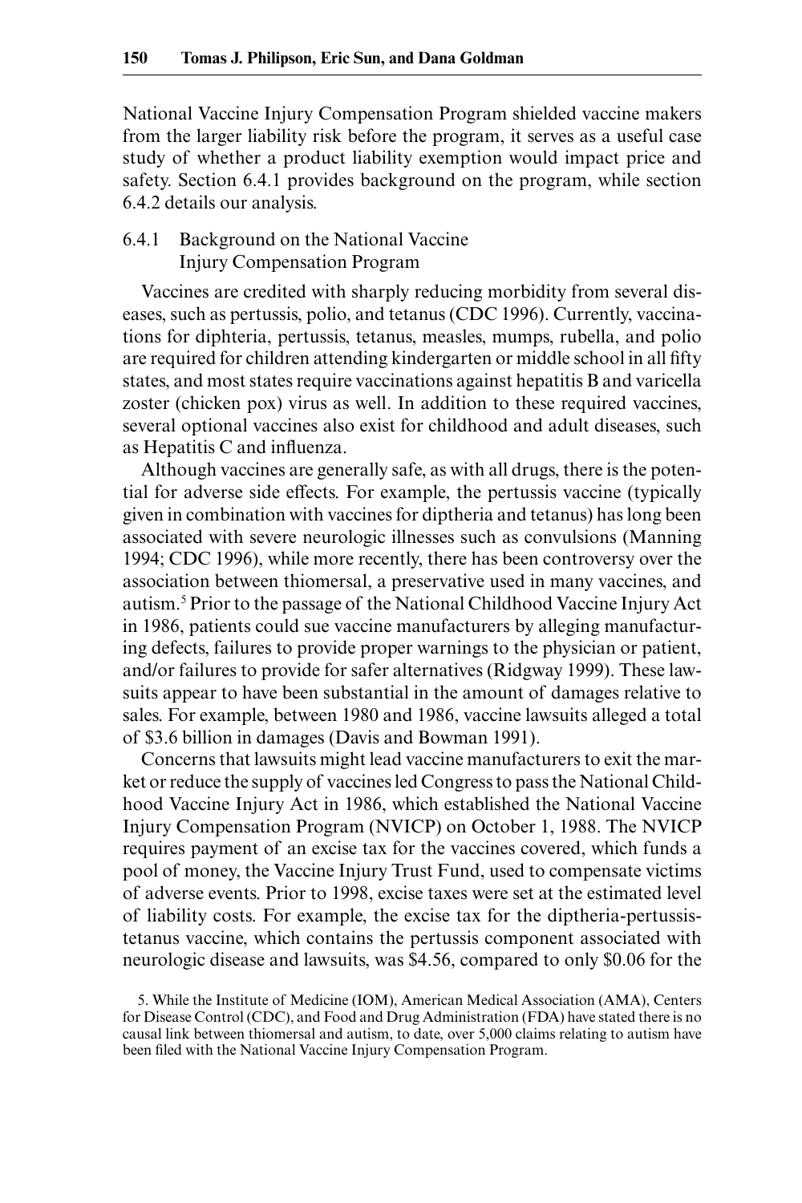National Vaccine Injury Compensation Program shielded vaccine makers from the larger liability risk before the program, it serves as a useful case study of whether a product liability exemption would impact price and safety. Section 6.4.1 provides background on the program, while section 6.4.2 details our analysis.

### 6.4.1 Background on the National Vaccine Injury Compensation Program

Vaccines are credited with sharply reducing morbidity from several diseases, such as pertussis, polio, and tetanus (CDC 1996). Currently, vaccinations for diphteria, pertussis, tetanus, measles, mumps, rubella, and polio are required for children attending kindergarten or middle school in all fifty states, and most states require vaccinations against hepatitis B and varicella zoster (chicken pox) virus as well. In addition to these required vaccines, several optional vaccines also exist for childhood and adult diseases, such as Hepatitis C and influenza.

Although vaccines are generally safe, as with all drugs, there is the potential for adverse side effects. For example, the pertussis vaccine (typically given in combination with vaccines for diptheria and tetanus) has long been associated with severe neurologic illnesses such as convulsions (Manning 1994; CDC 1996), while more recently, there has been controversy over the association between thiomersal, a preservative used in many vaccines, and autism.[5] Prior to the passage of the National Childhood Vaccine Injury Act in 1986, patients could sue vaccine manufacturers by alleging manufacturing defects, failures to provide proper warnings to the physician or patient, and/or failures to provide for safer alternatives (Ridgway 1999). These lawsuits appear to have been substantial in the amount of damages relative to sales. For example, between 1980 and 1986, vaccine lawsuits alleged a total of \$3.6 billion in damages (Davis and Bowman 1991).

Concerns that lawsuits might lead vaccine manufacturers to exit the market or reduce the supply of vaccines led Congress to pass the National Childhood Vaccine Injury Act in 1986, which established the National Vaccine Injury Compensation Program (NVICP) on October 1, 1988. The NVICP requires payment of an excise tax for the vaccines covered, which funds a pool of money, the Vaccine Injury Trust Fund, used to compensate victims of adverse events. Prior to 1998, excise taxes were set at the estimated level of liability costs. For example, the excise tax for the diptheria-pertussis-tetanus vaccine, which contains the pertussis component associated with neurologic disease and lawsuits, was \$4.56, compared to only \$0.06 for the

5. While the Institute of Medicine (IOM), American Medical Association (AMA), Centers for Disease Control (CDC), and Food and Drug Administration (FDA) have stated there is no causal link between thiomersal and autism, to date, over 5,000 claims relating to autism have been filed with the National Vaccine Injury Compensation Program.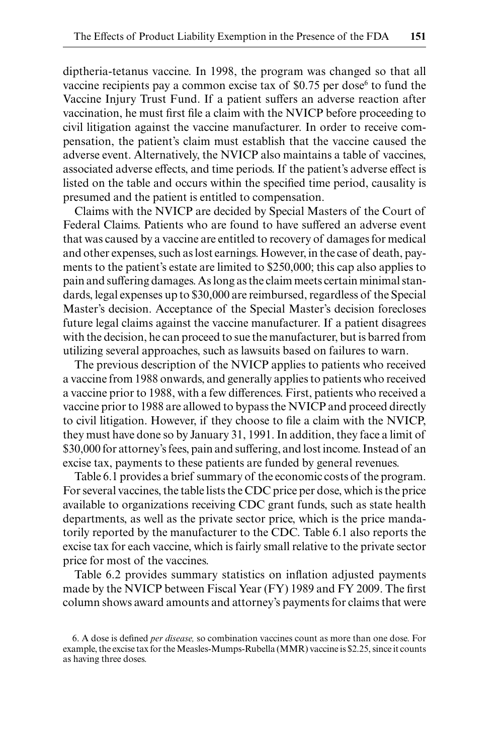diptheria-tetanus vaccine. In 1998, the program was changed so that all vaccine recipients pay a common excise tax of $0.75 per dose[6] to fund the Vaccine Injury Trust Fund. If a patient suffers an adverse reaction after vaccination, he must first file a claim with the NVICP before proceeding to civil litigation against the vaccine manufacturer. In order to receive compensation, the patient's claim must establish that the vaccine caused the adverse event. Alternatively, the NVICP also maintains a table of vaccines, associated adverse effects, and time periods. If the patient's adverse effect is listed on the table and occurs within the specified time period, causality is presumed and the patient is entitled to compensation.

Claims with the NVICP are decided by Special Masters of the Court of Federal Claims. Patients who are found to have suffered an adverse event that was caused by a vaccine are entitled to recovery of damages for medical and other expenses, such as lost earnings. However, in the case of death, payments to the patient's estate are limited to $250,000; this cap also applies to pain and suffering damages. As long as the claim meets certain minimal standards, legal expenses up to $30,000 are reimbursed, regardless of the Special Master's decision. Acceptance of the Special Master's decision forecloses future legal claims against the vaccine manufacturer. If a patient disagrees with the decision, he can proceed to sue the manufacturer, but is barred from utilizing several approaches, such as lawsuits based on failures to warn.

The previous description of the NVICP applies to patients who received a vaccine from 1988 onwards, and generally applies to patients who received a vaccine prior to 1988, with a few differences. First, patients who received a vaccine prior to 1988 are allowed to bypass the NVICP and proceed directly to civil litigation. However, if they choose to file a claim with the NVICP, they must have done so by January 31, 1991. In addition, they face a limit of $30,000 for attorney's fees, pain and suffering, and lost income. Instead of an excise tax, payments to these patients are funded by general revenues.

Table 6.1 provides a brief summary of the economic costs of the program. For several vaccines, the table lists the CDC price per dose, which is the price available to organizations receiving CDC grant funds, such as state health departments, as well as the private sector price, which is the price mandatorily reported by the manufacturer to the CDC. Table 6.1 also reports the excise tax for each vaccine, which is fairly small relative to the private sector price for most of the vaccines.

Table 6.2 provides summary statistics on inflation adjusted payments made by the NVICP between Fiscal Year (FY) 1989 and FY 2009. The first column shows award amounts and attorney's payments for claims that were

6. A dose is defined *per disease,* so combination vaccines count as more than one dose. For example, the excise tax for the Measles-Mumps-Rubella (MMR) vaccine is $2.25, since it counts as having three doses.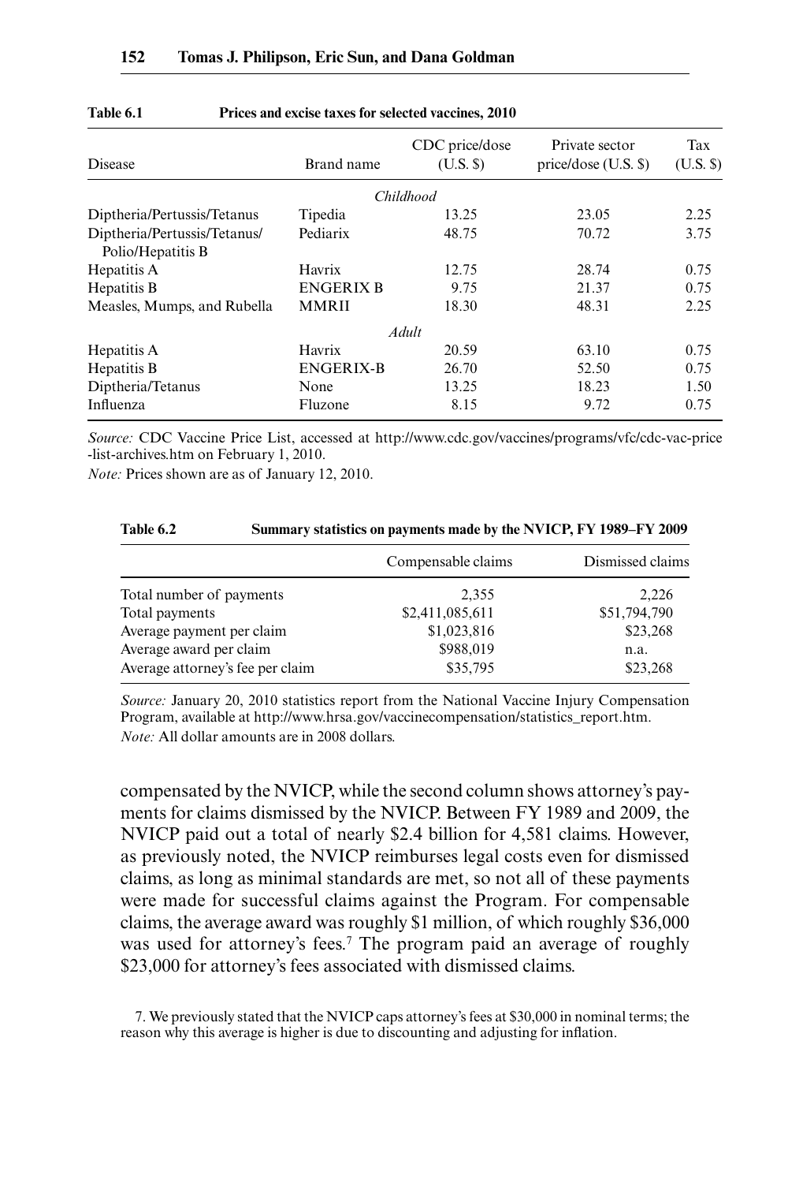**Table 6.1 Prices and excise taxes for selected vaccines, 2010**

| Disease | Brand name | CDC price/dose (U.S. $) | Private sector price/dose (U.S. $) | Tax (U.S. $) |
|---|---|---|---|---|
| | | *Childhood* | | |
| Diptheria/Pertussis/Tetanus | Tipedia | 13.25 | 23.05 | 2.25 |
| Diptheria/Pertussis/Tetanus/ Polio/Hepatitis B | Pediarix | 48.75 | 70.72 | 3.75 |
| Hepatitis A | Havrix | 12.75 | 28.74 | 0.75 |
| Hepatitis B | ENGERIX B | 9.75 | 21.37 | 0.75 |
| Measles, Mumps, and Rubella | MMRII | 18.30 | 48.31 | 2.25 |
| | | *Adult* | | |
| Hepatitis A | Havrix | 20.59 | 63.10 | 0.75 |
| Hepatitis B | ENGERIX-B | 26.70 | 52.50 | 0.75 |
| Diptheria/Tetanus | None | 13.25 | 18.23 | 1.50 |
| Influenza | Fluzone | 8.15 | 9.72 | 0.75 |

*Source:* CDC Vaccine Price List, accessed at http://www.cdc.gov/vaccines/programs/vfc/cdc-vac-price-list-archives.htm on February 1, 2010.

*Note:* Prices shown are as of January 12, 2010.

**Table 6.2 Summary statistics on payments made by the NVICP, FY 1989–FY 2009**

| | Compensable claims | Dismissed claims |
|---|---|---|
| Total number of payments | 2,355 | 2,226 |
| Total payments | $2,411,085,611 | $51,794,790 |
| Average payment per claim | $1,023,816 | $23,268 |
| Average award per claim | $988,019 | n.a. |
| Average attorney's fee per claim | $35,795 | $23,268 |

*Source:* January 20, 2010 statistics report from the National Vaccine Injury Compensation Program, available at http://www.hrsa.gov/vaccinecompensation/statistics_report.htm.

*Note:* All dollar amounts are in 2008 dollars.

compensated by the NVICP, while the second column shows attorney's payments for claims dismissed by the NVICP. Between FY 1989 and 2009, the NVICP paid out a total of nearly $2.4 billion for 4,581 claims. However, as previously noted, the NVICP reimburses legal costs even for dismissed claims, as long as minimal standards are met, so not all of these payments were made for successful claims against the Program. For compensable claims, the average award was roughly $1 million, of which roughly $36,000 was used for attorney's fees.[7] The program paid an average of roughly $23,000 for attorney's fees associated with dismissed claims.

7. We previously stated that the NVICP caps attorney's fees at $30,000 in nominal terms; the reason why this average is higher is due to discounting and adjusting for inflation.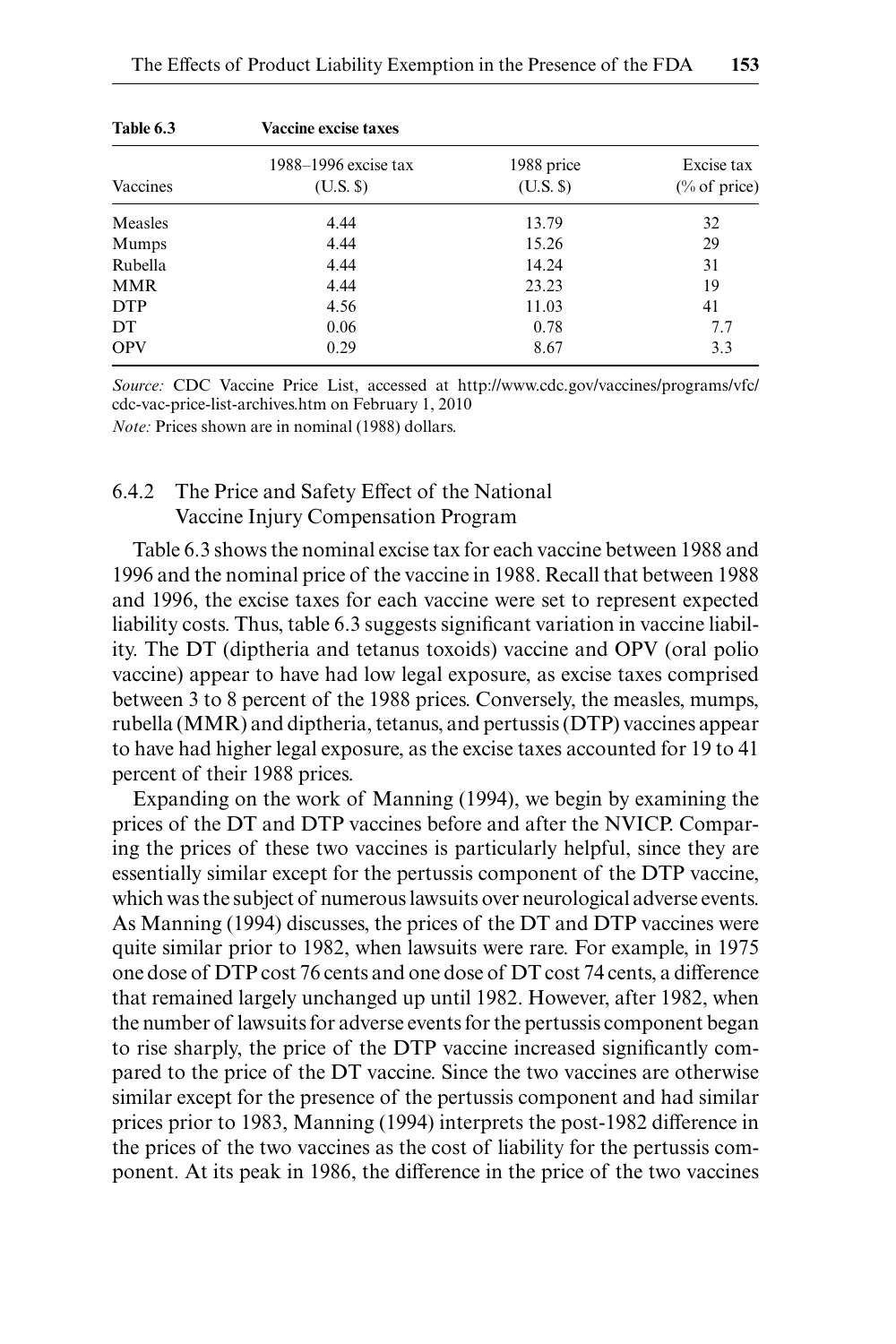**Table 6.3 Vaccine excise taxes**

| Vaccines | 1988–1996 excise tax (U.S. $) | 1988 price (U.S. $) | Excise tax (% of price) |
|---|---|---|---|
| Measles | 4.44 | 13.79 | 32 |
| Mumps | 4.44 | 15.26 | 29 |
| Rubella | 4.44 | 14.24 | 31 |
| MMR | 4.44 | 23.23 | 19 |
| DTP | 4.56 | 11.03 | 41 |
| DT | 0.06 | 0.78 | 7.7 |
| OPV | 0.29 | 8.67 | 3.3 |

*Source:* CDC Vaccine Price List, accessed at http://www.cdc.gov/vaccines/programs/vfc/cdc-vac-price-list-archives.htm on February 1, 2010

*Note:* Prices shown are in nominal (1988) dollars.

### 6.4.2 The Price and Safety Effect of the National Vaccine Injury Compensation Program

Table 6.3 shows the nominal excise tax for each vaccine between 1988 and 1996 and the nominal price of the vaccine in 1988. Recall that between 1988 and 1996, the excise taxes for each vaccine were set to represent expected liability costs. Thus, table 6.3 suggests significant variation in vaccine liability. The DT (diptheria and tetanus toxoids) vaccine and OPV (oral polio vaccine) appear to have had low legal exposure, as excise taxes comprised between 3 to 8 percent of the 1988 prices. Conversely, the measles, mumps, rubella (MMR) and diptheria, tetanus, and pertussis (DTP) vaccines appear to have had higher legal exposure, as the excise taxes accounted for 19 to 41 percent of their 1988 prices.

Expanding on the work of Manning (1994), we begin by examining the prices of the DT and DTP vaccines before and after the NVICP. Comparing the prices of these two vaccines is particularly helpful, since they are essentially similar except for the pertussis component of the DTP vaccine, which was the subject of numerous lawsuits over neurological adverse events. As Manning (1994) discusses, the prices of the DT and DTP vaccines were quite similar prior to 1982, when lawsuits were rare. For example, in 1975 one dose of DTP cost 76 cents and one dose of DT cost 74 cents, a difference that remained largely unchanged up until 1982. However, after 1982, when the number of lawsuits for adverse events for the pertussis component began to rise sharply, the price of the DTP vaccine increased significantly compared to the price of the DT vaccine. Since the two vaccines are otherwise similar except for the presence of the pertussis component and had similar prices prior to 1983, Manning (1994) interprets the post-1982 difference in the prices of the two vaccines as the cost of liability for the pertussis component. At its peak in 1986, the difference in the price of the two vaccines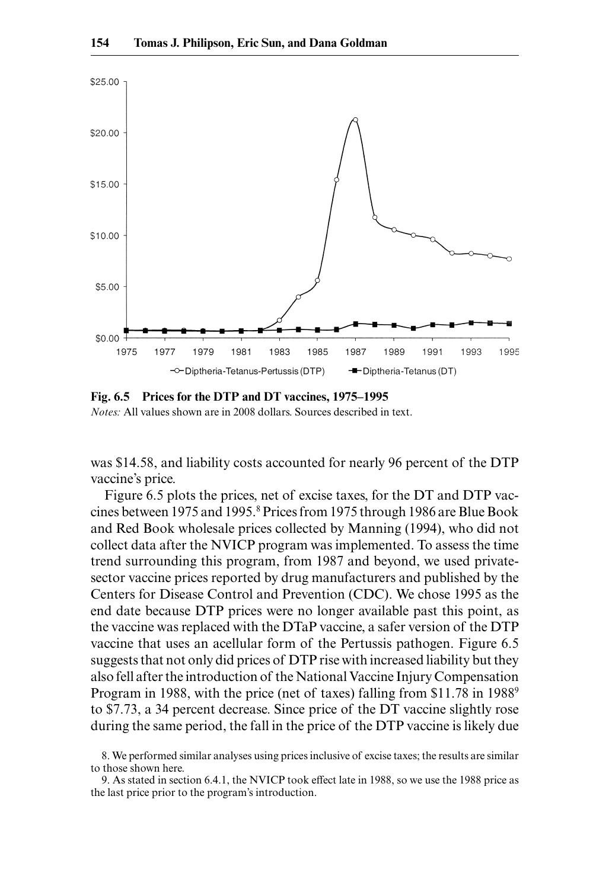Fig. 6.5 Prices for the DTP and DT vaccines, 1975–1995

*Notes:* All values shown are in 2008 dollars. Sources described in text.

was $14.58, and liability costs accounted for nearly 96 percent of the DTP vaccine's price.

Figure 6.5 plots the prices, net of excise taxes, for the DT and DTP vaccines between 1975 and 1995.[8] Prices from 1975 through 1986 are Blue Book and Red Book wholesale prices collected by Manning (1994), who did not collect data after the NVICP program was implemented. To assess the time trend surrounding this program, from 1987 and beyond, we used private-sector vaccine prices reported by drug manufacturers and published by the Centers for Disease Control and Prevention (CDC). We chose 1995 as the end date because DTP prices were no longer available past this point, as the vaccine was replaced with the DTaP vaccine, a safer version of the DTP vaccine that uses an acellular form of the Pertussis pathogen. Figure 6.5 suggests that not only did prices of DTP rise with increased liability but they also fell after the introduction of the National Vaccine Injury Compensation Program in 1988, with the price (net of taxes) falling from $11.78 in 1988[9] to $7.73, a 34 percent decrease. Since price of the DT vaccine slightly rose during the same period, the fall in the price of the DTP vaccine is likely due

8. We performed similar analyses using prices inclusive of excise taxes; the results are similar to those shown here.

9. As stated in section 6.4.1, the NVICP took effect late in 1988, so we use the 1988 price as the last price prior to the program's introduction.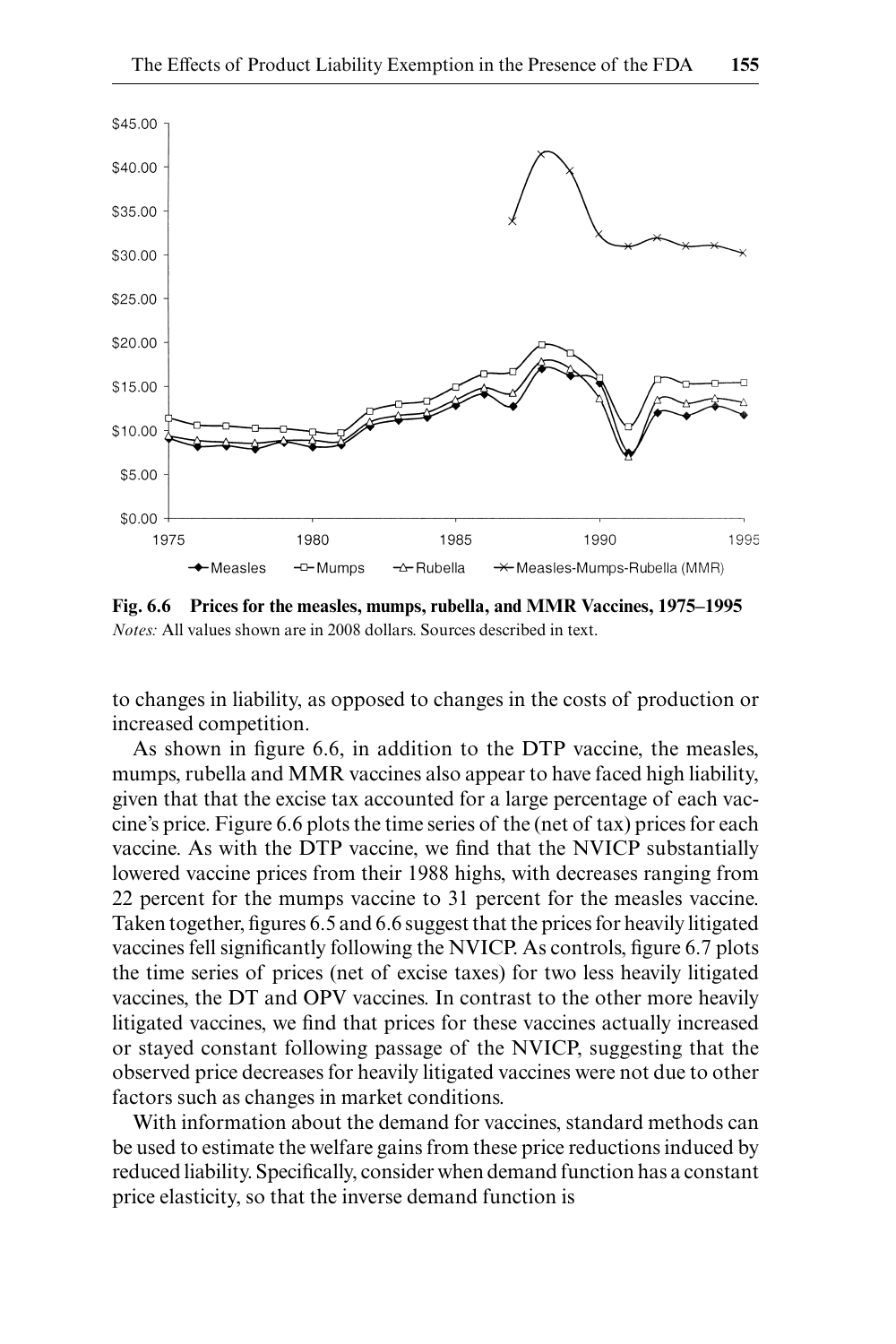**Fig. 6.6 Prices for the measles, mumps, rubella, and MMR Vaccines, 1975–1995**

*Notes:* All values shown are in 2008 dollars. Sources described in text.

to changes in liability, as opposed to changes in the costs of production or increased competition.

As shown in figure 6.6, in addition to the DTP vaccine, the measles, mumps, rubella and MMR vaccines also appear to have faced high liability, given that that the excise tax accounted for a large percentage of each vaccine's price. Figure 6.6 plots the time series of the (net of tax) prices for each vaccine. As with the DTP vaccine, we find that the NVICP substantially lowered vaccine prices from their 1988 highs, with decreases ranging from 22 percent for the mumps vaccine to 31 percent for the measles vaccine. Taken together, figures 6.5 and 6.6 suggest that the prices for heavily litigated vaccines fell significantly following the NVICP. As controls, figure 6.7 plots the time series of prices (net of excise taxes) for two less heavily litigated vaccines, the DT and OPV vaccines. In contrast to the other more heavily litigated vaccines, we find that prices for these vaccines actually increased or stayed constant following passage of the NVICP, suggesting that the observed price decreases for heavily litigated vaccines were not due to other factors such as changes in market conditions.

With information about the demand for vaccines, standard methods can be used to estimate the welfare gains from these price reductions induced by reduced liability. Specifically, consider when demand function has a constant price elasticity, so that the inverse demand function is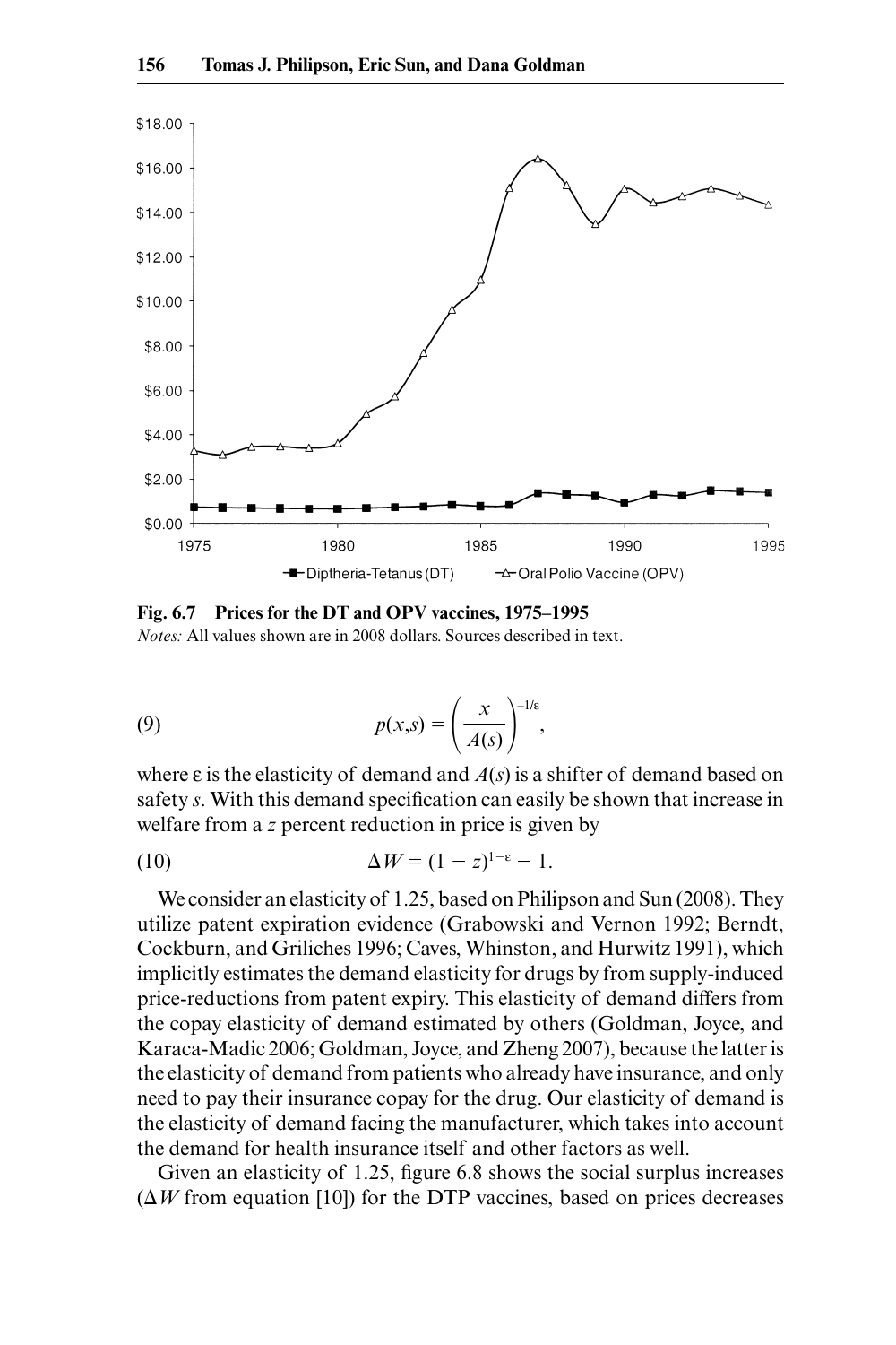**Fig. 6.7 Prices for the DT and OPV vaccines, 1975–1995**

*Notes:* All values shown are in 2008 dollars. Sources described in text.

$$p(x,s) = \left(\frac{x}{A(s)}\right)^{-1/\varepsilon}, \tag{9}$$

where ε is the elasticity of demand and $A(s)$ is a shifter of demand based on safety $s$. With this demand specification can easily be shown that increase in welfare from a $z$ percent reduction in price is given by

$$\Delta W = (1 - z)^{1-\varepsilon} - 1. \tag{10}$$

We consider an elasticity of 1.25, based on Philipson and Sun (2008). They utilize patent expiration evidence (Grabowski and Vernon 1992; Berndt, Cockburn, and Griliches 1996; Caves, Whinston, and Hurwitz 1991), which implicitly estimates the demand elasticity for drugs by from supply-induced price-reductions from patent expiry. This elasticity of demand differs from the copay elasticity of demand estimated by others (Goldman, Joyce, and Karaca-Madic 2006; Goldman, Joyce, and Zheng 2007), because the latter is the elasticity of demand from patients who already have insurance, and only need to pay their insurance copay for the drug. Our elasticity of demand is the elasticity of demand facing the manufacturer, which takes into account the demand for health insurance itself and other factors as well.

Given an elasticity of 1.25, figure 6.8 shows the social surplus increases ($\Delta W$ from equation [10]) for the DTP vaccines, based on prices decreases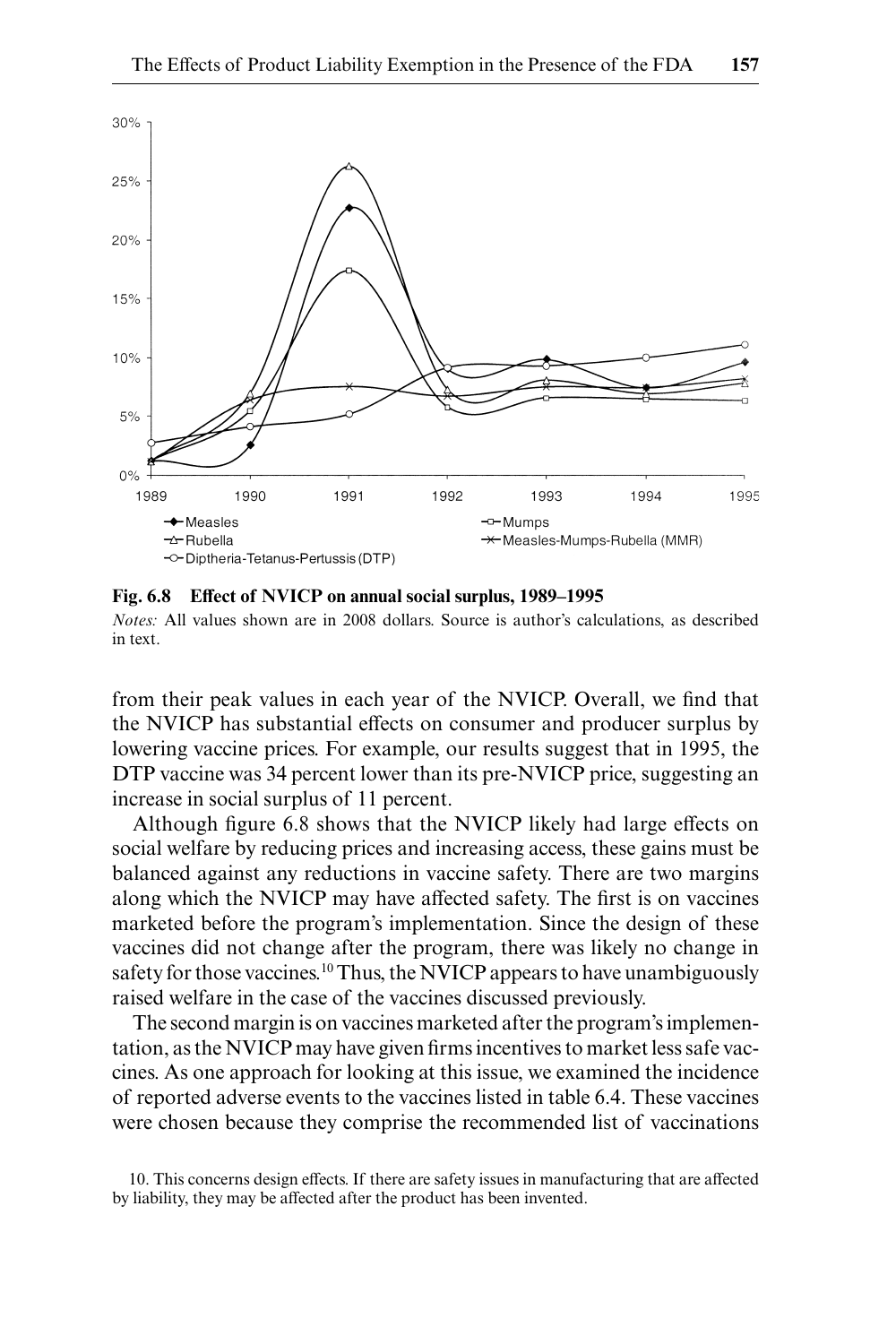**Fig. 6.8 Effect of NVICP on annual social surplus, 1989–1995**

*Notes:* All values shown are in 2008 dollars. Source is author's calculations, as described in text.

from their peak values in each year of the NVICP. Overall, we find that the NVICP has substantial effects on consumer and producer surplus by lowering vaccine prices. For example, our results suggest that in 1995, the DTP vaccine was 34 percent lower than its pre-NVICP price, suggesting an increase in social surplus of 11 percent.

Although figure 6.8 shows that the NVICP likely had large effects on social welfare by reducing prices and increasing access, these gains must be balanced against any reductions in vaccine safety. There are two margins along which the NVICP may have affected safety. The first is on vaccines marketed before the program's implementation. Since the design of these vaccines did not change after the program, there was likely no change in safety for those vaccines.[10] Thus, the NVICP appears to have unambiguously raised welfare in the case of the vaccines discussed previously.

The second margin is on vaccines marketed after the program's implementation, as the NVICP may have given firms incentives to market less safe vaccines. As one approach for looking at this issue, we examined the incidence of reported adverse events to the vaccines listed in table 6.4. These vaccines were chosen because they comprise the recommended list of vaccinations

10. This concerns design effects. If there are safety issues in manufacturing that are affected by liability, they may be affected after the product has been invented.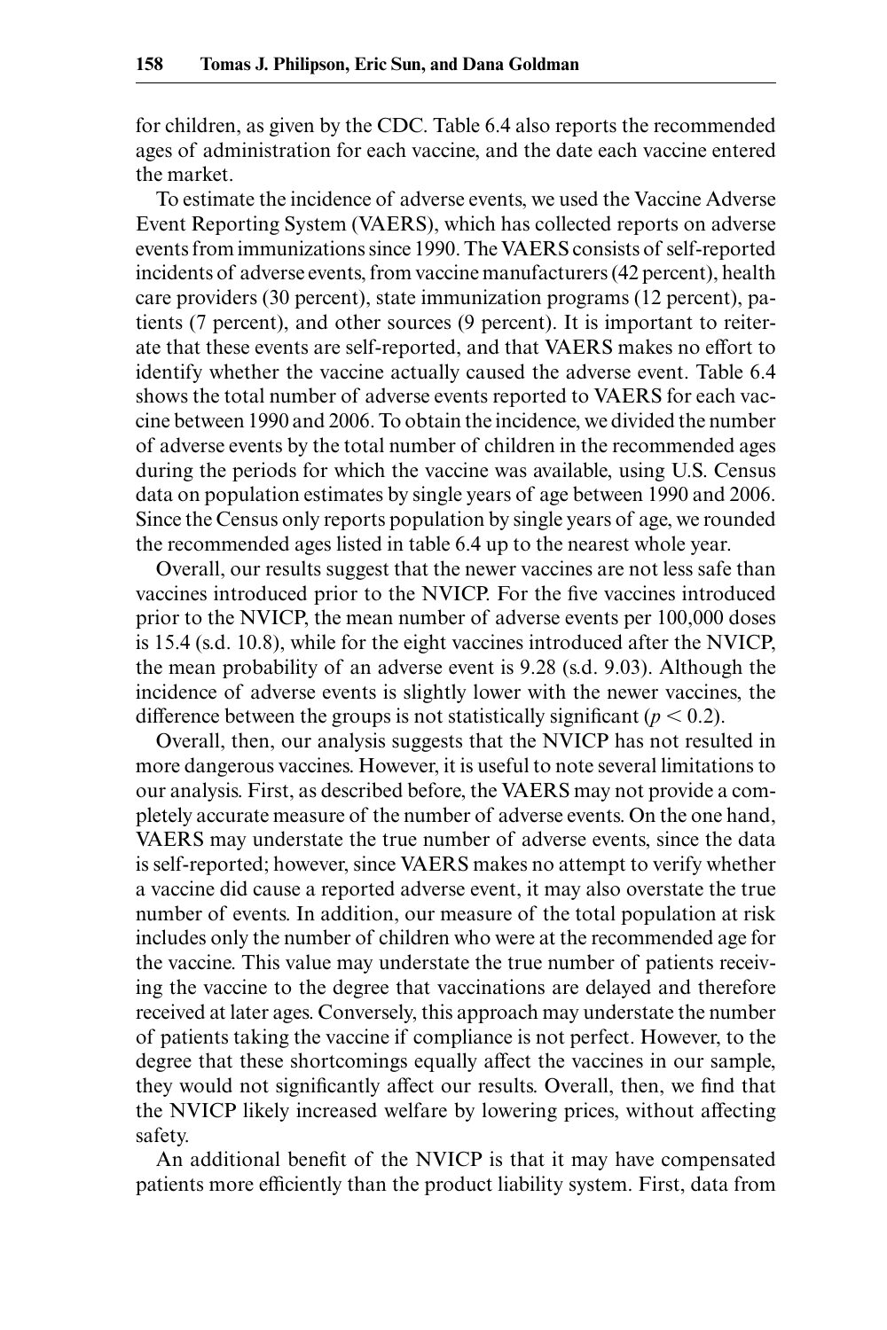for children, as given by the CDC. Table 6.4 also reports the recommended ages of administration for each vaccine, and the date each vaccine entered the market.

To estimate the incidence of adverse events, we used the Vaccine Adverse Event Reporting System (VAERS), which has collected reports on adverse events from immunizations since 1990. The VAERS consists of self-reported incidents of adverse events, from vaccine manufacturers (42 percent), health care providers (30 percent), state immunization programs (12 percent), patients (7 percent), and other sources (9 percent). It is important to reiterate that these events are self-reported, and that VAERS makes no effort to identify whether the vaccine actually caused the adverse event. Table 6.4 shows the total number of adverse events reported to VAERS for each vaccine between 1990 and 2006. To obtain the incidence, we divided the number of adverse events by the total number of children in the recommended ages during the periods for which the vaccine was available, using U.S. Census data on population estimates by single years of age between 1990 and 2006. Since the Census only reports population by single years of age, we rounded the recommended ages listed in table 6.4 up to the nearest whole year.

Overall, our results suggest that the newer vaccines are not less safe than vaccines introduced prior to the NVICP. For the five vaccines introduced prior to the NVICP, the mean number of adverse events per 100,000 doses is 15.4 (s.d. 10.8), while for the eight vaccines introduced after the NVICP, the mean probability of an adverse event is 9.28 (s.d. 9.03). Although the incidence of adverse events is slightly lower with the newer vaccines, the difference between the groups is not statistically significant ($p < 0.2$).

Overall, then, our analysis suggests that the NVICP has not resulted in more dangerous vaccines. However, it is useful to note several limitations to our analysis. First, as described before, the VAERS may not provide a completely accurate measure of the number of adverse events. On the one hand, VAERS may understate the true number of adverse events, since the data is self-reported; however, since VAERS makes no attempt to verify whether a vaccine did cause a reported adverse event, it may also overstate the true number of events. In addition, our measure of the total population at risk includes only the number of children who were at the recommended age for the vaccine. This value may understate the true number of patients receiving the vaccine to the degree that vaccinations are delayed and therefore received at later ages. Conversely, this approach may understate the number of patients taking the vaccine if compliance is not perfect. However, to the degree that these shortcomings equally affect the vaccines in our sample, they would not significantly affect our results. Overall, then, we find that the NVICP likely increased welfare by lowering prices, without affecting safety.

An additional benefit of the NVICP is that it may have compensated patients more efficiently than the product liability system. First, data from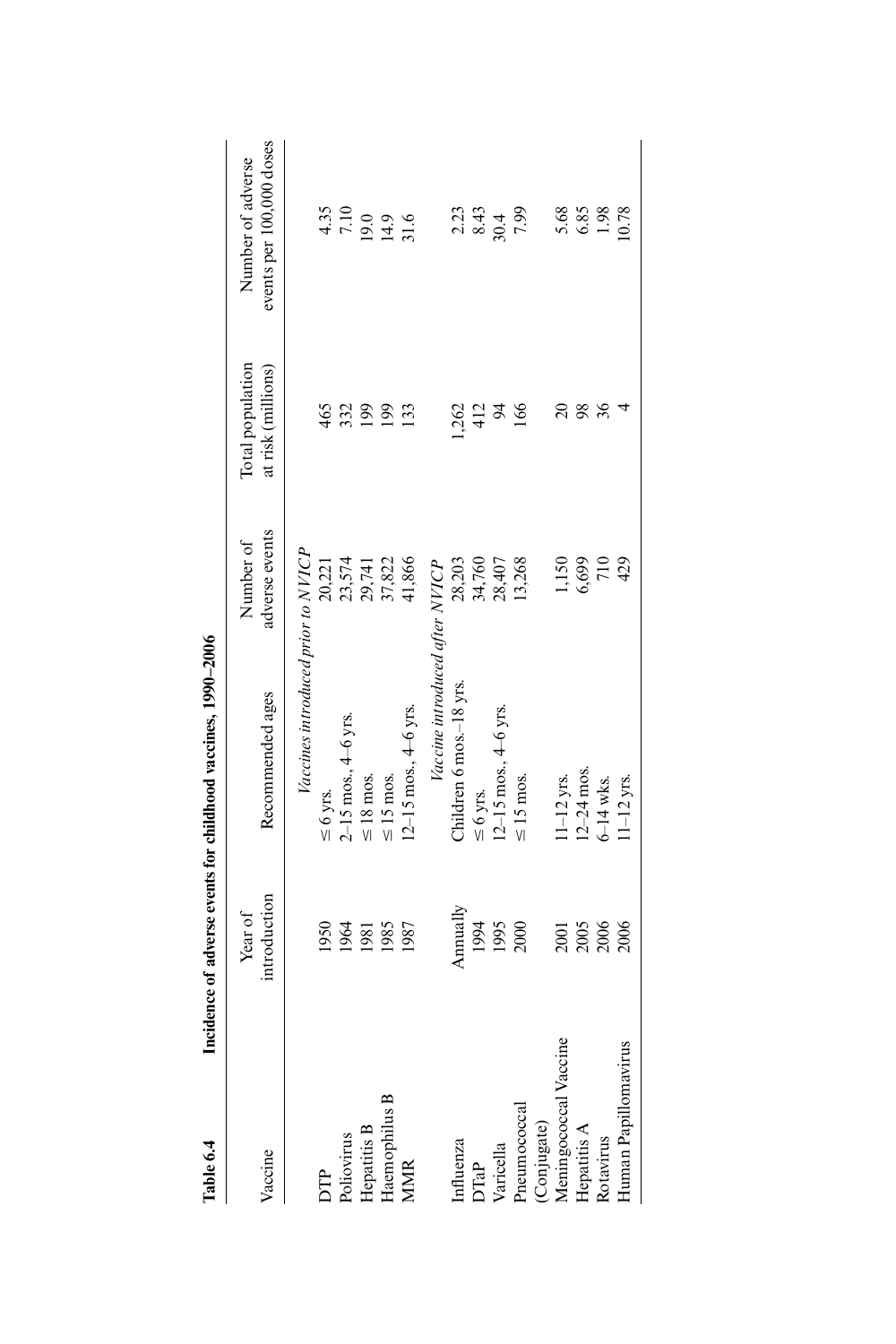**Table 6.4 Incidence of adverse events for childhood vaccines, 1990–2006**

| Vaccine | Year of introduction | Recommended ages | Number of adverse events | Total population at risk (millions) | Number of adverse events per 100,000 doses |
|---|---|---|---|---|---|
| | | *Vaccines introduced prior to NVICP* | | | |
| DTP | 1950 | ≤ 6 yrs. | 20,221 | 465 | 4.35 |
| Poliovirus | 1964 | 2–15 mos., 4–6 yrs. | 23,574 | 332 | 7.10 |
| Hepatitis B | 1981 | ≤ 18 mos. | 29,741 | 199 | 19.0 |
| Haemophilus B | 1985 | ≤ 15 mos. | 37,822 | 199 | 14.9 |
| MMR | 1987 | 12–15 mos., 4–6 yrs. | 41,866 | 133 | 31.6 |
| | | *Vaccine introduced after NVICP* | | | |
| Influenza | Annually | Children 6 mos.–18 yrs. | 28,203 | 1,262 | 2.23 |
| DTaP | 1994 | ≤ 6 yrs. | 34,760 | 412 | 8.43 |
| Varicella | 1995 | 12–15 mos., 4–6 yrs. | 28,407 | 94 | 30.4 |
| Pneumococcal (Conjugate) | 2000 | ≤ 15 mos. | 13,268 | 166 | 7.99 |
| Meningococcal Vaccine | 2001 | 11–12 yrs. | 1,150 | 20 | 5.68 |
| Hepatitis A | 2005 | 12–24 mos. | 6,699 | 98 | 6.85 |
| Rotavirus | 2006 | 6–14 wks. | 710 | 36 | 1.98 |
| Human Papillomavirus | 2006 | 11–12 yrs. | 429 | 4 | 10.78 |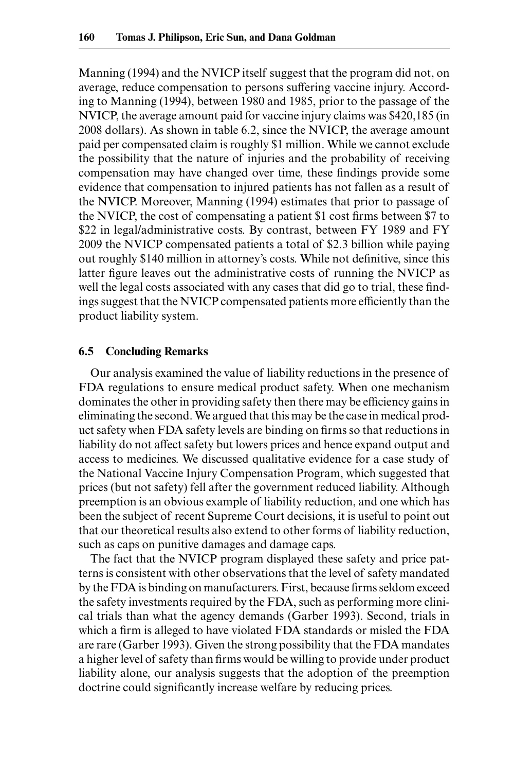Manning (1994) and the NVICP itself suggest that the program did not, on average, reduce compensation to persons suffering vaccine injury. According to Manning (1994), between 1980 and 1985, prior to the passage of the NVICP, the average amount paid for vaccine injury claims was $420,185 (in 2008 dollars). As shown in table 6.2, since the NVICP, the average amount paid per compensated claim is roughly $1 million. While we cannot exclude the possibility that the nature of injuries and the probability of receiving compensation may have changed over time, these findings provide some evidence that compensation to injured patients has not fallen as a result of the NVICP. Moreover, Manning (1994) estimates that prior to passage of the NVICP, the cost of compensating a patient $1 cost firms between $7 to $22 in legal/administrative costs. By contrast, between FY 1989 and FY 2009 the NVICP compensated patients a total of $2.3 billion while paying out roughly $140 million in attorney's costs. While not definitive, since this latter figure leaves out the administrative costs of running the NVICP as well the legal costs associated with any cases that did go to trial, these findings suggest that the NVICP compensated patients more efficiently than the product liability system.

## 6.5 Concluding Remarks

Our analysis examined the value of liability reductions in the presence of FDA regulations to ensure medical product safety. When one mechanism dominates the other in providing safety then there may be efficiency gains in eliminating the second. We argued that this may be the case in medical product safety when FDA safety levels are binding on firms so that reductions in liability do not affect safety but lowers prices and hence expand output and access to medicines. We discussed qualitative evidence for a case study of the National Vaccine Injury Compensation Program, which suggested that prices (but not safety) fell after the government reduced liability. Although preemption is an obvious example of liability reduction, and one which has been the subject of recent Supreme Court decisions, it is useful to point out that our theoretical results also extend to other forms of liability reduction, such as caps on punitive damages and damage caps.

The fact that the NVICP program displayed these safety and price patterns is consistent with other observations that the level of safety mandated by the FDA is binding on manufacturers. First, because firms seldom exceed the safety investments required by the FDA, such as performing more clinical trials than what the agency demands (Garber 1993). Second, trials in which a firm is alleged to have violated FDA standards or misled the FDA are rare (Garber 1993). Given the strong possibility that the FDA mandates a higher level of safety than firms would be willing to provide under product liability alone, our analysis suggests that the adoption of the preemption doctrine could significantly increase welfare by reducing prices.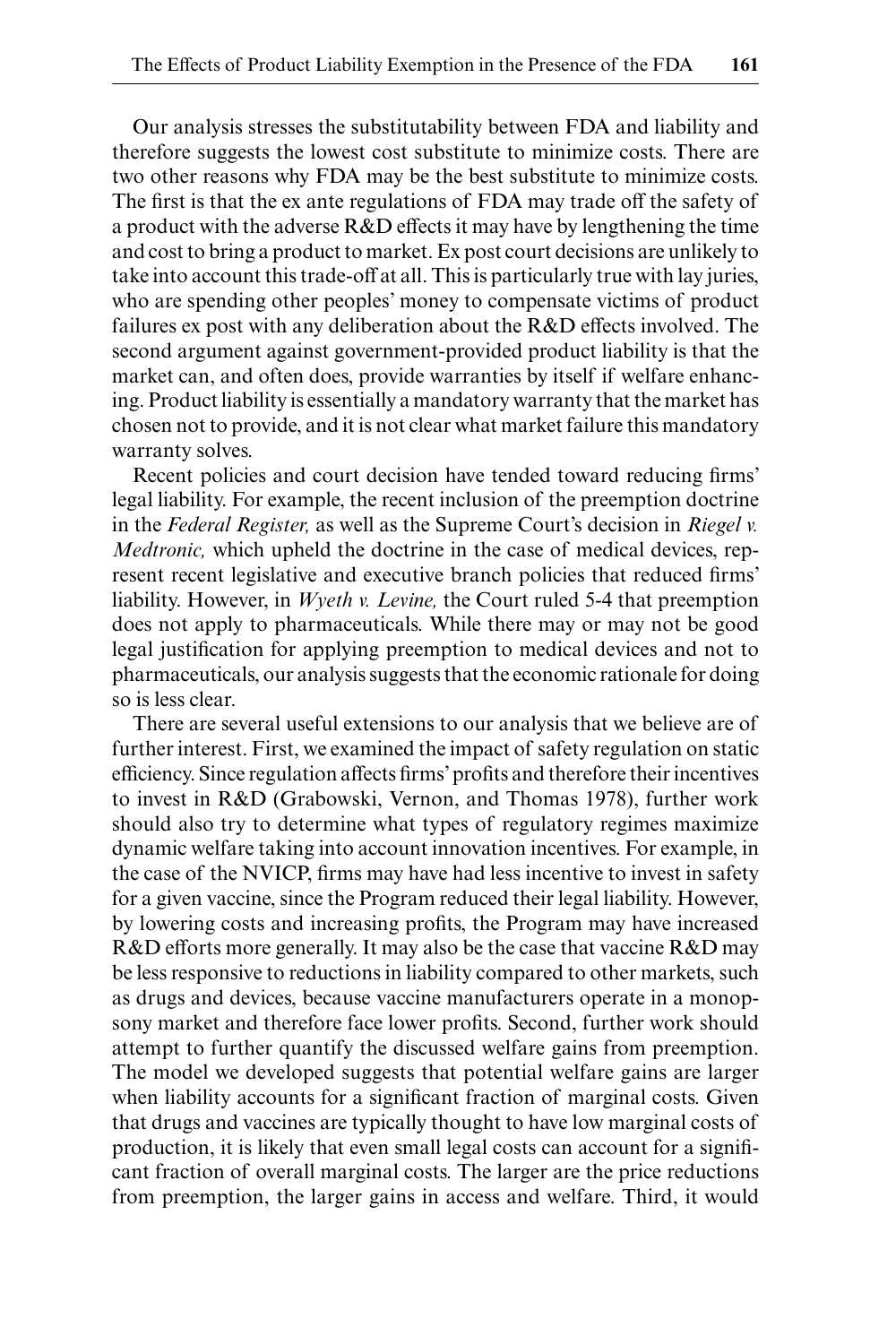Our analysis stresses the substitutability between FDA and liability and therefore suggests the lowest cost substitute to minimize costs. There are two other reasons why FDA may be the best substitute to minimize costs. The first is that the ex ante regulations of FDA may trade off the safety of a product with the adverse R&D effects it may have by lengthening the time and cost to bring a product to market. Ex post court decisions are unlikely to take into account this trade-off at all. This is particularly true with lay juries, who are spending other peoples' money to compensate victims of product failures ex post with any deliberation about the R&D effects involved. The second argument against government-provided product liability is that the market can, and often does, provide warranties by itself if welfare enhancing. Product liability is essentially a mandatory warranty that the market has chosen not to provide, and it is not clear what market failure this mandatory warranty solves.

Recent policies and court decision have tended toward reducing firms' legal liability. For example, the recent inclusion of the preemption doctrine in the *Federal Register,* as well as the Supreme Court's decision in *Riegel v. Medtronic,* which upheld the doctrine in the case of medical devices, represent recent legislative and executive branch policies that reduced firms' liability. However, in *Wyeth v. Levine,* the Court ruled 5-4 that preemption does not apply to pharmaceuticals. While there may or may not be good legal justification for applying preemption to medical devices and not to pharmaceuticals, our analysis suggests that the economic rationale for doing so is less clear.

There are several useful extensions to our analysis that we believe are of further interest. First, we examined the impact of safety regulation on static efficiency. Since regulation affects firms' profits and therefore their incentives to invest in R&D (Grabowski, Vernon, and Thomas 1978), further work should also try to determine what types of regulatory regimes maximize dynamic welfare taking into account innovation incentives. For example, in the case of the NVICP, firms may have had less incentive to invest in safety for a given vaccine, since the Program reduced their legal liability. However, by lowering costs and increasing profits, the Program may have increased R&D efforts more generally. It may also be the case that vaccine R&D may be less responsive to reductions in liability compared to other markets, such as drugs and devices, because vaccine manufacturers operate in a monopsony market and therefore face lower profits. Second, further work should attempt to further quantify the discussed welfare gains from preemption. The model we developed suggests that potential welfare gains are larger when liability accounts for a significant fraction of marginal costs. Given that drugs and vaccines are typically thought to have low marginal costs of production, it is likely that even small legal costs can account for a significant fraction of overall marginal costs. The larger are the price reductions from preemption, the larger gains in access and welfare. Third, it would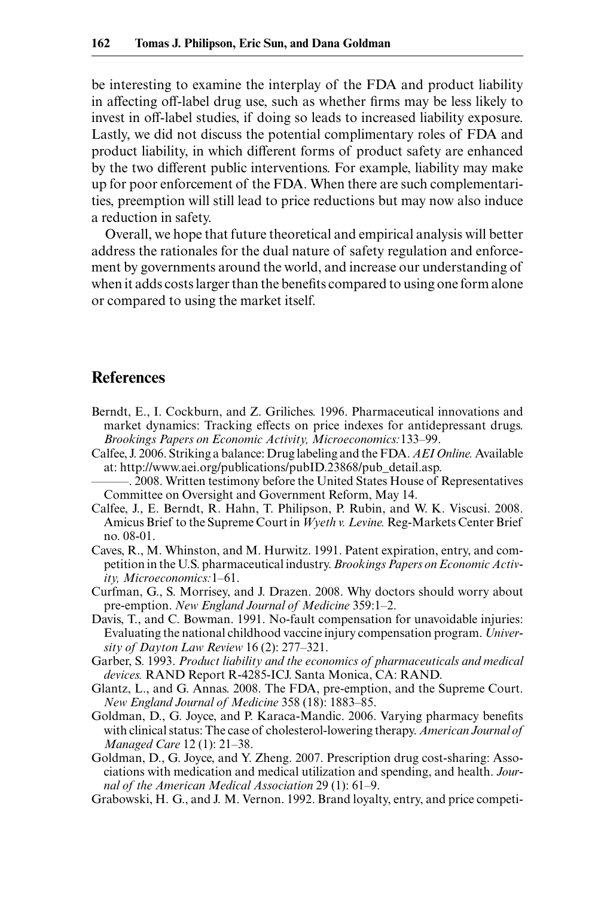be interesting to examine the interplay of the FDA and product liability in affecting off-label drug use, such as whether firms may be less likely to invest in off-label studies, if doing so leads to increased liability exposure. Lastly, we did not discuss the potential complimentary roles of FDA and product liability, in which different forms of product safety are enhanced by the two different public interventions. For example, liability may make up for poor enforcement of the FDA. When there are such complementarities, preemption will still lead to price reductions but may now also induce a reduction in safety.

Overall, we hope that future theoretical and empirical analysis will better address the rationales for the dual nature of safety regulation and enforcement by governments around the world, and increase our understanding of when it adds costs larger than the benefits compared to using one form alone or compared to using the market itself.

## References

Berndt, E., I. Cockburn, and Z. Griliches. 1996. Pharmaceutical innovations and market dynamics: Tracking effects on price indexes for antidepressant drugs. *Brookings Papers on Economic Activity, Microeconomics:*133–99.

Calfee, J. 2006. Striking a balance: Drug labeling and the FDA. *AEI Online.* Available at: http://www.aei.org/publications/pubID.23868/pub_detail.asp.

———. 2008. Written testimony before the United States House of Representatives Committee on Oversight and Government Reform, May 14.

Calfee, J., E. Berndt, R. Hahn, T. Philipson, P. Rubin, and W. K. Viscusi. 2008. Amicus Brief to the Supreme Court in *Wyeth v. Levine.* Reg-Markets Center Brief no. 08-01.

Caves, R., M. Whinston, and M. Hurwitz. 1991. Patent expiration, entry, and competition in the U.S. pharmaceutical industry. *Brookings Papers on Economic Activity, Microeconomics:*1–61.

Curfman, G., S. Morrisey, and J. Drazen. 2008. Why doctors should worry about pre-emption. *New England Journal of Medicine* 359:1–2.

Davis, T., and C. Bowman. 1991. No-fault compensation for unavoidable injuries: Evaluating the national childhood vaccine injury compensation program. *University of Dayton Law Review* 16 (2): 277–321.

Garber, S. 1993. *Product liability and the economics of pharmaceuticals and medical devices.* RAND Report R-4285-ICJ. Santa Monica, CA: RAND.

Glantz, L., and G. Annas. 2008. The FDA, pre-emption, and the Supreme Court. *New England Journal of Medicine* 358 (18): 1883–85.

Goldman, D., G. Joyce, and P. Karaca-Mandic. 2006. Varying pharmacy benefits with clinical status: The case of cholesterol-lowering therapy. *American Journal of Managed Care* 12 (1): 21–38.

Goldman, D., G. Joyce, and Y. Zheng. 2007. Prescription drug cost-sharing: Associations with medication and medical utilization and spending, and health. *Journal of the American Medical Association* 29 (1): 61–9.

Grabowski, H. G., and J. M. Vernon. 1992. Brand loyalty, entry, and price competi-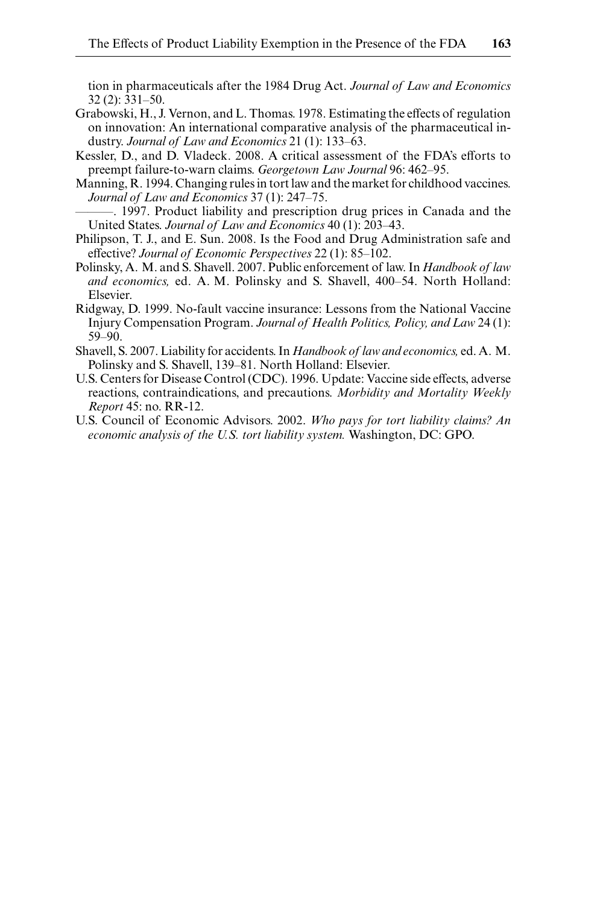tion in pharmaceuticals after the 1984 Drug Act. *Journal of Law and Economics* 32 (2): 331–50.

Grabowski, H., J. Vernon, and L. Thomas. 1978. Estimating the effects of regulation on innovation: An international comparative analysis of the pharmaceutical industry. *Journal of Law and Economics* 21 (1): 133–63.

Kessler, D., and D. Vladeck. 2008. A critical assessment of the FDA's efforts to preempt failure-to-warn claims. *Georgetown Law Journal* 96: 462–95.

Manning, R. 1994. Changing rules in tort law and the market for childhood vaccines. *Journal of Law and Economics* 37 (1): 247–75.

———. 1997. Product liability and prescription drug prices in Canada and the United States. *Journal of Law and Economics* 40 (1): 203–43.

Philipson, T. J., and E. Sun. 2008. Is the Food and Drug Administration safe and effective? *Journal of Economic Perspectives* 22 (1): 85–102.

Polinsky, A. M. and S. Shavell. 2007. Public enforcement of law. In *Handbook of law and economics,* ed. A. M. Polinsky and S. Shavell, 400–54. North Holland: Elsevier.

Ridgway, D. 1999. No-fault vaccine insurance: Lessons from the National Vaccine Injury Compensation Program. *Journal of Health Politics, Policy, and Law* 24 (1): 59–90.

Shavell, S. 2007. Liability for accidents. In *Handbook of law and economics,* ed. A. M. Polinsky and S. Shavell, 139–81. North Holland: Elsevier.

U.S. Centers for Disease Control (CDC). 1996. Update: Vaccine side effects, adverse reactions, contraindications, and precautions. *Morbidity and Mortality Weekly Report* 45: no. RR-12.

U.S. Council of Economic Advisors. 2002. *Who pays for tort liability claims? An economic analysis of the U.S. tort liability system.* Washington, DC: GPO.